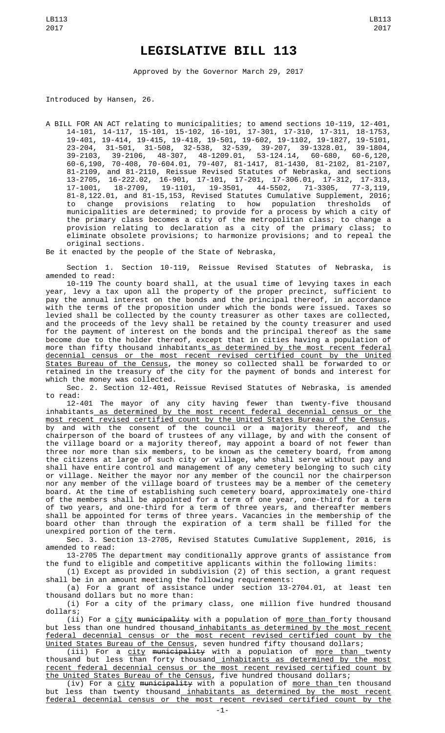# LEGISLATIVE BILL 113

Approved by the Governor March 29, 2017

Introduced by Hansen, 26.

A BILL FOR AN ACT relating to municipalities; to amend sections 10-119, 12-401, 14-101, 14-117, 15-101, 15-102, 16-101, 17-301, 17-310, 17-311, 18-1753, 19-401, 19-414, 19-415, 19-418, 19-501, 19-602, 19-1102, 19-1827, 19-5101, 23-204, 31-501, 31-508, 32-538, 32-539, 39-207, 39-1328.01, 39-1804, 39-2103, 39-2106, 48-307, 48-1209.01, 53-124.14, 60-680, 60-6,120, 60-6,190, 70-408, 70-604.01, 79-407, 81-1417, 81-1430, 81-2102, 81-2107, 81-2109, and 81-2110, Reissue Revised Statutes of Nebraska, and sections 13-2705, 16-222.02, 16-901, 17-101, 17-201, 17-306.01, 17-312, 17-313, 17-1001, 18-2709, 19-1101, 19-3501, 44-5502, 71-3305, 77-3,119, 81-8,122.01, and 81-15,153, Revised Statutes Cumulative Supplement, 2016; to change provisions relating to how population thresholds of municipalities are determined; to provide for a process by which a city of the primary class becomes a city of the metropolitan class; to change a provision relating to declaration as a city of the primary class; to eliminate obsolete provisions; to harmonize provisions; and to repeal the original sections.

Be it enacted by the people of the State of Nebraska,

Section 1. Section 10-119, Reissue Revised Statutes of Nebraska, is amended to read:

10-119 The county board shall, at the usual time of levying taxes in each year, levy a tax upon all the property of the proper precinct, sufficient to pay the annual interest on the bonds and the principal thereof, in accordance with the terms of the proposition under which the bonds were issued. Taxes so levied shall be collected by the county treasurer as other taxes are collected, and the proceeds of the levy shall be retained by the county treasurer and used for the payment of interest on the bonds and the principal thereof as the same become due to the holder thereof, except that in cities having a population of more than fifty thousand inhabitants as determined by the most recent federal decennial census or the most recent revised certified count by the United States Bureau of the Census, the money so collected shall be forwarded to or retained in the treasury of the city for the payment of bonds and interest for which the money was collected.

Sec. 2. Section 12-401, Reissue Revised Statutes of Nebraska, is amended to read:

12-401 The mayor of any city having fewer than twenty-five thousand inhabitants as determined by the most recent federal decennial census or the most recent revised certified count by the United States Bureau of the Census, by and with the consent of the council or a majority thereof, and the chairperson of the board of trustees of any village, by and with the consent of the village board or a majority thereof, may appoint a board of not fewer than three nor more than six members, to be known as the cemetery board, from among the citizens at large of such city or village, who shall serve without pay and shall have entire control and management of any cemetery belonging to such city or village. Neither the mayor nor any member of the council nor the chairperson nor any member of the village board of trustees may be a member of the cemetery board. At the time of establishing such cemetery board, approximately one-third of the members shall be appointed for a term of one year, one-third for a term of two years, and one-third for a term of three years, and thereafter members shall be appointed for terms of three years. Vacancies in the membership of the board other than through the expiration of a term shall be filled for the unexpired portion of the term.

Sec. 3. Section 13-2705, Revised Statutes Cumulative Supplement, 2016, is amended to read:

13-2705 The department may conditionally approve grants of assistance from the fund to eligible and competitive applicants within the following limits:

(1) Except as provided in subdivision (2) of this section, a grant request shall be in an amount meeting the following requirements:

(a) For a grant of assistance under section 13-2704.01, at least ten thousand dollars but no more than:

(i) For a city of the primary class, one million five hundred thousand dollars;

(ii) For a city ~~municipality~~ with a population of more than forty thousand but less than one hundred thousand inhabitants as determined by the most recent federal decennial census or the most recent revised certified count by the United States Bureau of the Census, seven hundred fifty thousand dollars;

(iii) For a city ~~municipality~~ with a population of more than twenty thousand but less than forty thousand inhabitants as determined by the most recent federal decennial census or the most recent revised certified count by the United States Bureau of the Census, five hundred thousand dollars;

(iv) For a city ~~municipality~~ with a population of more than ten thousand but less than twenty thousand inhabitants as determined by the most recent federal decennial census or the most recent revised certified count by the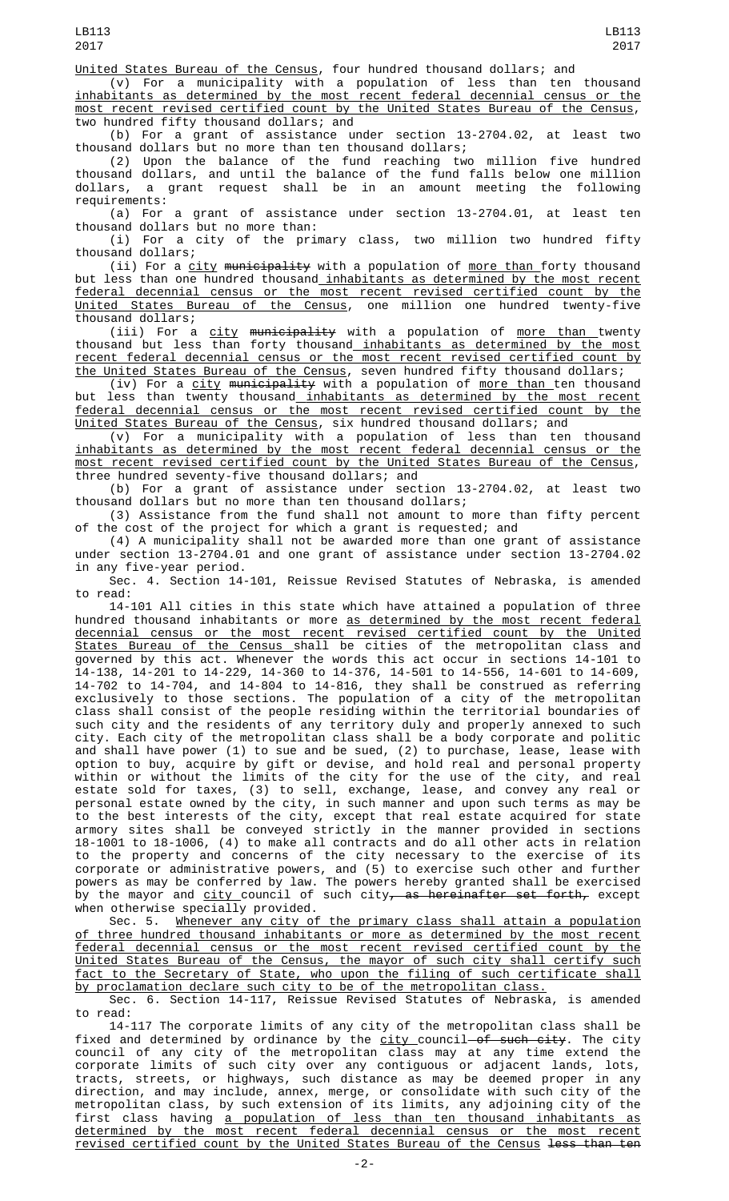United States Bureau of the Census, four hundred thousand dollars; and

(v) For a municipality with a population of less than ten thousand inhabitants as determined by the most recent federal decennial census or the most recent revised certified count by the United States Bureau of the Census, two hundred fifty thousand dollars; and

(b) For a grant of assistance under section 13-2704.02, at least two thousand dollars but no more than ten thousand dollars;

(2) Upon the balance of the fund reaching two million five hundred thousand dollars, and until the balance of the fund falls below one million dollars, a grant request shall be in an amount meeting the following requirements:

(a) For a grant of assistance under section 13-2704.01, at least ten thousand dollars but no more than:

(i) For a city of the primary class, two million two hundred fifty thousand dollars;

(ii) For a city ~~municipality~~ with a population of more than forty thousand but less than one hundred thousand inhabitants as determined by the most recent federal decennial census or the most recent revised certified count by the United States Bureau of the Census, one million one hundred twenty-five thousand dollars;

(iii) For a city ~~municipality~~ with a population of more than twenty thousand but less than forty thousand inhabitants as determined by the most recent federal decennial census or the most recent revised certified count by the United States Bureau of the Census, seven hundred fifty thousand dollars;

(iv) For a city ~~municipality~~ with a population of more than ten thousand but less than twenty thousand inhabitants as determined by the most recent federal decennial census or the most recent revised certified count by the United States Bureau of the Census, six hundred thousand dollars; and

(v) For a municipality with a population of less than ten thousand inhabitants as determined by the most recent federal decennial census or the most recent revised certified count by the United States Bureau of the Census, three hundred seventy-five thousand dollars; and

(b) For a grant of assistance under section 13-2704.02, at least two thousand dollars but no more than ten thousand dollars;

(3) Assistance from the fund shall not amount to more than fifty percent of the cost of the project for which a grant is requested; and

(4) A municipality shall not be awarded more than one grant of assistance under section 13-2704.01 and one grant of assistance under section 13-2704.02 in any five-year period.

Sec. 4. Section 14-101, Reissue Revised Statutes of Nebraska, is amended to read:

14-101 All cities in this state which have attained a population of three hundred thousand inhabitants or more as determined by the most recent federal decennial census or the most recent revised certified count by the United States Bureau of the Census shall be cities of the metropolitan class and governed by this act. Whenever the words this act occur in sections 14-101 to 14-138, 14-201 to 14-229, 14-360 to 14-376, 14-501 to 14-556, 14-601 to 14-609, 14-702 to 14-704, and 14-804 to 14-816, they shall be construed as referring exclusively to those sections. The population of a city of the metropolitan class shall consist of the people residing within the territorial boundaries of such city and the residents of any territory duly and properly annexed to such city. Each city of the metropolitan class shall be a body corporate and politic and shall have power (1) to sue and be sued, (2) to purchase, lease, lease with option to buy, acquire by gift or devise, and hold real and personal property within or without the limits of the city for the use of the city, and real estate sold for taxes, (3) to sell, exchange, lease, and convey any real or personal estate owned by the city, in such manner and upon such terms as may be to the best interests of the city, except that real estate acquired for state armory sites shall be conveyed strictly in the manner provided in sections 18-1001 to 18-1006, (4) to make all contracts and do all other acts in relation to the property and concerns of the city necessary to the exercise of its corporate or administrative powers, and (5) to exercise such other and further powers as may be conferred by law. The powers hereby granted shall be exercised by the mayor and city council of such city~~, as hereinafter set forth,~~ except when otherwise specially provided.

Sec. 5. Whenever any city of the primary class shall attain a population of three hundred thousand inhabitants or more as determined by the most recent federal decennial census or the most recent revised certified count by the United States Bureau of the Census, the mayor of such city shall certify such fact to the Secretary of State, who upon the filing of such certificate shall by proclamation declare such city to be of the metropolitan class.

Sec. 6. Section 14-117, Reissue Revised Statutes of Nebraska, is amended to read:

14-117 The corporate limits of any city of the metropolitan class shall be fixed and determined by ordinance by the city council~~ of such city~~. The city council of any city of the metropolitan class may at any time extend the corporate limits of such city over any contiguous or adjacent lands, lots, tracts, streets, or highways, such distance as may be deemed proper in any direction, and may include, annex, merge, or consolidate with such city of the metropolitan class, by such extension of its limits, any adjoining city of the first class having a population of less than ten thousand inhabitants as determined by the most recent federal decennial census or the most recent revised certified count by the United States Bureau of the Census ~~less than ten~~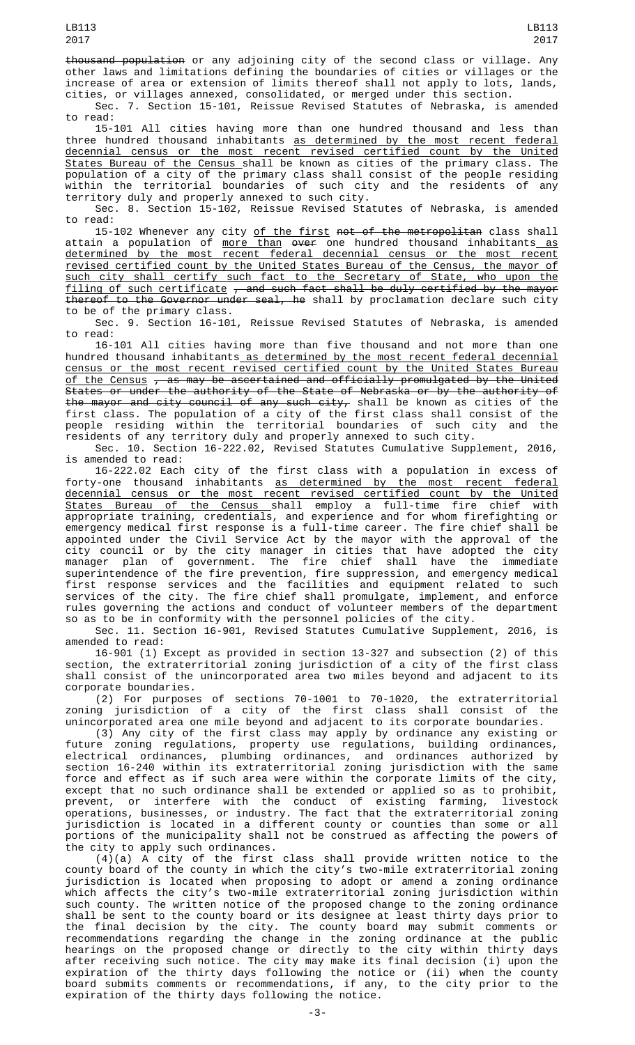~~thousand population~~ or any adjoining city of the second class or village. Any other laws and limitations defining the boundaries of cities or villages or the increase of area or extension of limits thereof shall not apply to lots, lands, cities, or villages annexed, consolidated, or merged under this section.

Sec. 7. Section 15-101, Reissue Revised Statutes of Nebraska, is amended to read:

15-101 All cities having more than one hundred thousand and less than three hundred thousand inhabitants <u>as determined by the most recent federal decennial census or the most recent revised certified count by the United States Bureau of the Census</u> shall be known as cities of the primary class. The population of a city of the primary class shall consist of the people residing within the territorial boundaries of such city and the residents of any territory duly and properly annexed to such city.

Sec. 8. Section 15-102, Reissue Revised Statutes of Nebraska, is amended to read:

15-102 Whenever any city <u>of the first</u> ~~not of the metropolitan~~ class shall attain a population of <u>more than</u> ~~over~~ one hundred thousand inhabitants<u> as determined by the most recent federal decennial census or the most recent revised certified count by the United States Bureau of the Census, the mayor of such city shall certify such fact to the Secretary of State, who upon the filing of such certificate</u> ~~, and such fact shall be duly certified by the mayor thereof to the Governor under seal, he~~ shall by proclamation declare such city to be of the primary class.

Sec. 9. Section 16-101, Reissue Revised Statutes of Nebraska, is amended to read:

16-101 All cities having more than five thousand and not more than one hundred thousand inhabitants<u> as determined by the most recent federal decennial census or the most recent revised certified count by the United States Bureau of the Census</u> ~~, as may be ascertained and officially promulgated by the United States or under the authority of the State of Nebraska or by the authority of the mayor and city council of any such city,~~ shall be known as cities of the first class. The population of a city of the first class shall consist of the people residing within the territorial boundaries of such city and the residents of any territory duly and properly annexed to such city.

Sec. 10. Section 16-222.02, Revised Statutes Cumulative Supplement, 2016, is amended to read:

16-222.02 Each city of the first class with a population in excess of forty-one thousand inhabitants <u>as determined by the most recent federal decennial census or the most recent revised certified count by the United States Bureau of the Census</u> shall employ a full-time fire chief with appropriate training, credentials, and experience and for whom firefighting or emergency medical first response is a full-time career. The fire chief shall be appointed under the Civil Service Act by the mayor with the approval of the city council or by the city manager in cities that have adopted the city manager plan of government. The fire chief shall have the immediate superintendence of the fire prevention, fire suppression, and emergency medical first response services and the facilities and equipment related to such services of the city. The fire chief shall promulgate, implement, and enforce rules governing the actions and conduct of volunteer members of the department so as to be in conformity with the personnel policies of the city.

Sec. 11. Section 16-901, Revised Statutes Cumulative Supplement, 2016, is amended to read:

16-901 (1) Except as provided in section 13-327 and subsection (2) of this section, the extraterritorial zoning jurisdiction of a city of the first class shall consist of the unincorporated area two miles beyond and adjacent to its corporate boundaries.

(2) For purposes of sections 70-1001 to 70-1020, the extraterritorial zoning jurisdiction of a city of the first class shall consist of the unincorporated area one mile beyond and adjacent to its corporate boundaries.

(3) Any city of the first class may apply by ordinance any existing or future zoning regulations, property use regulations, building ordinances, electrical ordinances, plumbing ordinances, and ordinances authorized by section 16-240 within its extraterritorial zoning jurisdiction with the same force and effect as if such area were within the corporate limits of the city, except that no such ordinance shall be extended or applied so as to prohibit, prevent, or interfere with the conduct of existing farming, livestock operations, businesses, or industry. The fact that the extraterritorial zoning jurisdiction is located in a different county or counties than some or all portions of the municipality shall not be construed as affecting the powers of the city to apply such ordinances.

(4)(a) A city of the first class shall provide written notice to the county board of the county in which the city's two-mile extraterritorial zoning jurisdiction is located when proposing to adopt or amend a zoning ordinance which affects the city's two-mile extraterritorial zoning jurisdiction within such county. The written notice of the proposed change to the zoning ordinance shall be sent to the county board or its designee at least thirty days prior to the final decision by the city. The county board may submit comments or recommendations regarding the change in the zoning ordinance at the public hearings on the proposed change or directly to the city within thirty days after receiving such notice. The city may make its final decision (i) upon the expiration of the thirty days following the notice or (ii) when the county board submits comments or recommendations, if any, to the city prior to the expiration of the thirty days following the notice.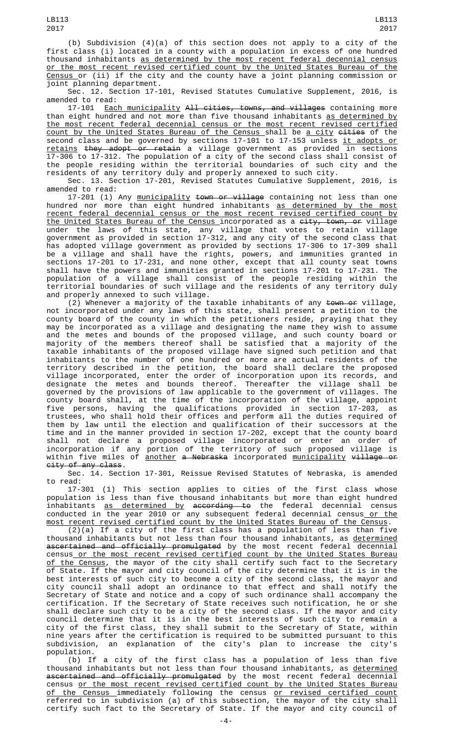(b) Subdivision (4)(a) of this section does not apply to a city of the first class (i) located in a county with a population in excess of one hundred thousand inhabitants as determined by the most recent federal decennial census or the most recent revised certified count by the United States Bureau of the Census or (ii) if the city and the county have a joint planning commission or joint planning department.

Sec. 12. Section 17-101, Revised Statutes Cumulative Supplement, 2016, is amended to read:

17-101 Each municipality ~~All cities, towns, and villages~~ containing more than eight hundred and not more than five thousand inhabitants as determined by the most recent federal decennial census or the most recent revised certified count by the United States Bureau of the Census shall be a city ~~cities~~ of the second class and be governed by sections 17-101 to 17-153 unless it adopts or retains ~~they adopt or retain~~ a village government as provided in sections 17-306 to 17-312. The population of a city of the second class shall consist of the people residing within the territorial boundaries of such city and the residents of any territory duly and properly annexed to such city.

Sec. 13. Section 17-201, Revised Statutes Cumulative Supplement, 2016, is amended to read:

17-201 (1) Any municipality ~~town or village~~ containing not less than one hundred nor more than eight hundred inhabitants as determined by the most recent federal decennial census or the most recent revised certified count by the United States Bureau of the Census incorporated as a ~~city, town, or~~ village under the laws of this state, any village that votes to retain village government as provided in section 17-312, and any city of the second class that has adopted village government as provided by sections 17-306 to 17-309 shall be a village and shall have the rights, powers, and immunities granted in sections 17-201 to 17-231, and none other, except that all county seat towns shall have the powers and immunities granted in sections 17-201 to 17-231. The population of a village shall consist of the people residing within the territorial boundaries of such village and the residents of any territory duly and properly annexed to such village.

(2) Whenever a majority of the taxable inhabitants of any ~~town or~~ village, not incorporated under any laws of this state, shall present a petition to the county board of the county in which the petitioners reside, praying that they may be incorporated as a village and designating the name they wish to assume and the metes and bounds of the proposed village, and such county board or majority of the members thereof shall be satisfied that a majority of the taxable inhabitants of the proposed village have signed such petition and that inhabitants to the number of one hundred or more are actual residents of the territory described in the petition, the board shall declare the proposed village incorporated, enter the order of incorporation upon its records, and designate the metes and bounds thereof. Thereafter the village shall be governed by the provisions of law applicable to the government of villages. The county board shall, at the time of the incorporation of the village, appoint five persons, having the qualifications provided in section 17-203, as trustees, who shall hold their offices and perform all the duties required of them by law until the election and qualification of their successors at the time and in the manner provided in section 17-202, except that the county board shall not declare a proposed village incorporated or enter an order of incorporation if any portion of the territory of such proposed village is within five miles of another ~~a Nebraska~~ incorporated municipality ~~village or city of any class~~.

Sec. 14. Section 17-301, Reissue Revised Statutes of Nebraska, is amended to read:

17-301 (1) This section applies to cities of the first class whose population is less than five thousand inhabitants but more than eight hundred inhabitants as determined by ~~according to~~ the federal decennial census conducted in the year 2010 or any subsequent federal decennial census or the most recent revised certified count by the United States Bureau of the Census.

(2)(a) If a city of the first class has a population of less than five thousand inhabitants but not less than four thousand inhabitants, as determined ~~ascertained and officially promulgated~~ by the most recent federal decennial census or the most recent revised certified count by the United States Bureau of the Census, the mayor of the city shall certify such fact to the Secretary of State. If the mayor and city council of the city determine that it is in the best interests of such city to become a city of the second class, the mayor and city council shall adopt an ordinance to that effect and shall notify the Secretary of State and notice and a copy of such ordinance shall accompany the certification. If the Secretary of State receives such notification, he or she shall declare such city to be a city of the second class. If the mayor and city council determine that it is in the best interests of such city to remain a city of the first class, they shall submit to the Secretary of State, within nine years after the certification is required to be submitted pursuant to this subdivision, an explanation of the city's plan to increase the city's population.

(b) If a city of the first class has a population of less than five thousand inhabitants but not less than four thousand inhabitants, as determined ~~ascertained and officially promulgated~~ by the most recent federal decennial census or the most recent revised certified count by the United States Bureau of the Census immediately following the census or revised certified count referred to in subdivision (a) of this subsection, the mayor of the city shall certify such fact to the Secretary of State. If the mayor and city council of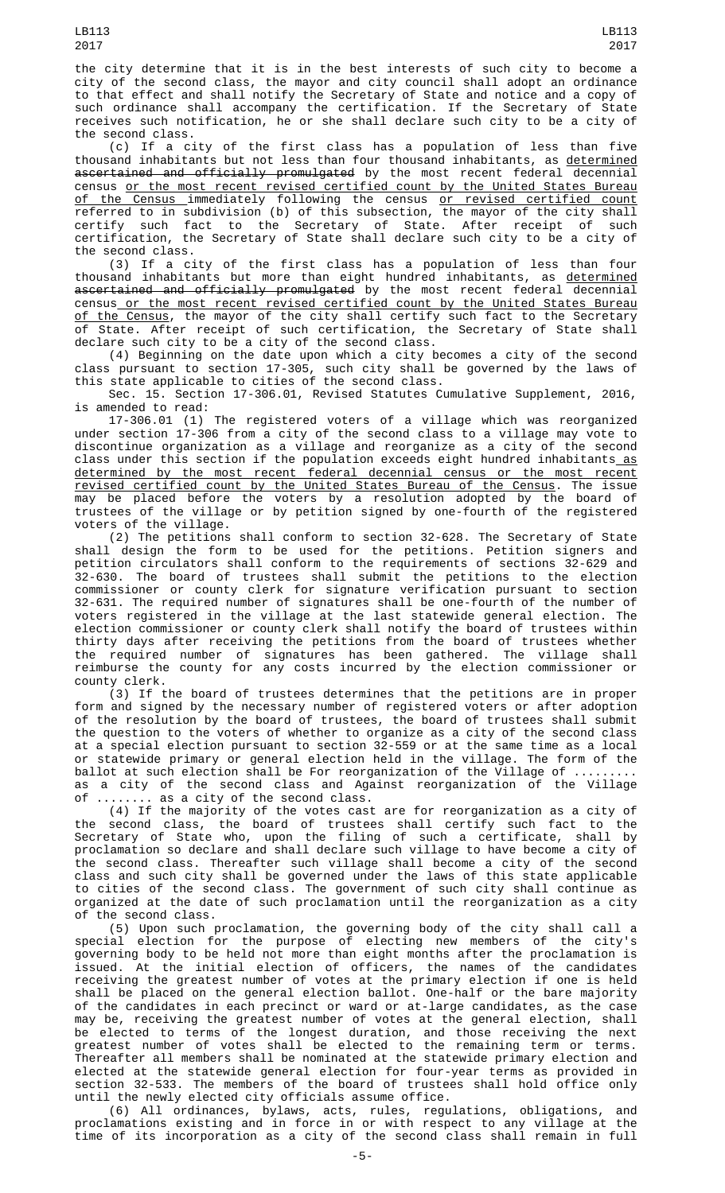the city determine that it is in the best interests of such city to become a city of the second class, the mayor and city council shall adopt an ordinance to that effect and shall notify the Secretary of State and notice and a copy of such ordinance shall accompany the certification. If the Secretary of State receives such notification, he or she shall declare such city to be a city of the second class.

(c) If a city of the first class has a population of less than five thousand inhabitants but not less than four thousand inhabitants, as determined ~~ascertained and officially promulgated~~ by the most recent federal decennial census or the most recent revised certified count by the United States Bureau of the Census immediately following the census or revised certified count referred to in subdivision (b) of this subsection, the mayor of the city shall certify such fact to the Secretary of State. After receipt of such certification, the Secretary of State shall declare such city to be a city of the second class.

(3) If a city of the first class has a population of less than four thousand inhabitants but more than eight hundred inhabitants, as determined ~~ascertained and officially promulgated~~ by the most recent federal decennial census or the most recent revised certified count by the United States Bureau of the Census, the mayor of the city shall certify such fact to the Secretary of State. After receipt of such certification, the Secretary of State shall declare such city to be a city of the second class.

(4) Beginning on the date upon which a city becomes a city of the second class pursuant to section 17-305, such city shall be governed by the laws of this state applicable to cities of the second class.

Sec. 15. Section 17-306.01, Revised Statutes Cumulative Supplement, 2016, is amended to read:

17-306.01 (1) The registered voters of a village which was reorganized under section 17-306 from a city of the second class to a village may vote to discontinue organization as a village and reorganize as a city of the second class under this section if the population exceeds eight hundred inhabitants as determined by the most recent federal decennial census or the most recent revised certified count by the United States Bureau of the Census. The issue may be placed before the voters by a resolution adopted by the board of trustees of the village or by petition signed by one-fourth of the registered voters of the village.

(2) The petitions shall conform to section 32-628. The Secretary of State shall design the form to be used for the petitions. Petition signers and petition circulators shall conform to the requirements of sections 32-629 and 32-630. The board of trustees shall submit the petitions to the election commissioner or county clerk for signature verification pursuant to section 32-631. The required number of signatures shall be one-fourth of the number of voters registered in the village at the last statewide general election. The election commissioner or county clerk shall notify the board of trustees within thirty days after receiving the petitions from the board of trustees whether the required number of signatures has been gathered. The village shall reimburse the county for any costs incurred by the election commissioner or county clerk.

(3) If the board of trustees determines that the petitions are in proper form and signed by the necessary number of registered voters or after adoption of the resolution by the board of trustees, the board of trustees shall submit the question to the voters of whether to organize as a city of the second class at a special election pursuant to section 32-559 or at the same time as a local or statewide primary or general election held in the village. The form of the ballot at such election shall be For reorganization of the Village of ........ as a city of the second class and Against reorganization of the Village of ........ as a city of the second class.

(4) If the majority of the votes cast are for reorganization as a city of the second class, the board of trustees shall certify such fact to the Secretary of State who, upon the filing of such a certificate, shall by proclamation so declare and shall declare such village to have become a city of the second class. Thereafter such village shall become a city of the second class and such city shall be governed under the laws of this state applicable to cities of the second class. The government of such city shall continue as organized at the date of such proclamation until the reorganization as a city of the second class.

(5) Upon such proclamation, the governing body of the city shall call a special election for the purpose of electing new members of the city's governing body to be held not more than eight months after the proclamation is issued. At the initial election of officers, the names of the candidates receiving the greatest number of votes at the primary election if one is held shall be placed on the general election ballot. One-half or the bare majority of the candidates in each precinct or ward or at-large candidates, as the case may be, receiving the greatest number of votes at the general election, shall be elected to terms of the longest duration, and those receiving the next greatest number of votes shall be elected to the remaining term or terms. Thereafter all members shall be nominated at the statewide primary election and elected at the statewide general election for four-year terms as provided in section 32-533. The members of the board of trustees shall hold office only until the newly elected city officials assume office.

(6) All ordinances, bylaws, acts, rules, regulations, obligations, and proclamations existing and in force in or with respect to any village at the time of its incorporation as a city of the second class shall remain in full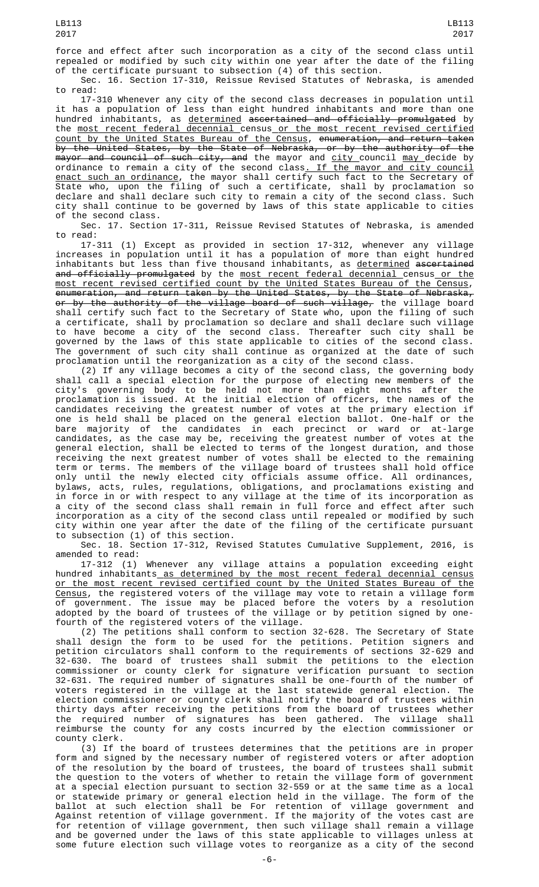force and effect after such incorporation as a city of the second class until repealed or modified by such city within one year after the date of the filing of the certificate pursuant to subsection (4) of this section.

Sec. 16. Section 17-310, Reissue Revised Statutes of Nebraska, is amended to read:

17-310 Whenever any city of the second class decreases in population until it has a population of less than eight hundred inhabitants and more than one hundred inhabitants, as determined ~~ascertained and officially promulgated~~ by the most recent federal decennial census or the most recent revised certified count by the United States Bureau of the Census, ~~enumeration, and return taken by the United States, by the State of Nebraska, or by the authority of the mayor and council of such city, and~~ the mayor and city council may decide by ordinance to remain a city of the second class. If the mayor and city council enact such an ordinance, the mayor shall certify such fact to the Secretary of State who, upon the filing of such a certificate, shall by proclamation so declare and shall declare such city to remain a city of the second class. Such city shall continue to be governed by laws of this state applicable to cities of the second class.

Sec. 17. Section 17-311, Reissue Revised Statutes of Nebraska, is amended to read:

17-311 (1) Except as provided in section 17-312, whenever any village increases in population until it has a population of more than eight hundred inhabitants but less than five thousand inhabitants, as determined ~~ascertained and officially promulgated~~ by the most recent federal decennial census or the most recent revised certified count by the United States Bureau of the Census, ~~enumeration, and return taken by the United States, by the State of Nebraska, or by the authority of the village board of such village,~~ the village board shall certify such fact to the Secretary of State who, upon the filing of such a certificate, shall by proclamation so declare and shall declare such village to have become a city of the second class. Thereafter such city shall be governed by the laws of this state applicable to cities of the second class. The government of such city shall continue as organized at the date of such proclamation until the reorganization as a city of the second class.

(2) If any village becomes a city of the second class, the governing body shall call a special election for the purpose of electing new members of the city's governing body to be held not more than eight months after the proclamation is issued. At the initial election of officers, the names of the candidates receiving the greatest number of votes at the primary election if one is held shall be placed on the general election ballot. One-half or the bare majority of the candidates in each precinct or ward or at-large candidates, as the case may be, receiving the greatest number of votes at the general election, shall be elected to terms of the longest duration, and those receiving the next greatest number of votes shall be elected to the remaining term or terms. The members of the village board of trustees shall hold office only until the newly elected city officials assume office. All ordinances, bylaws, acts, rules, regulations, obligations, and proclamations existing and in force in or with respect to any village at the time of its incorporation as a city of the second class shall remain in full force and effect after such incorporation as a city of the second class until repealed or modified by such city within one year after the date of the filing of the certificate pursuant to subsection (1) of this section.

Sec. 18. Section 17-312, Revised Statutes Cumulative Supplement, 2016, is amended to read:

17-312 (1) Whenever any village attains a population exceeding eight hundred inhabitants as determined by the most recent federal decennial census or the most recent revised certified count by the United States Bureau of the Census, the registered voters of the village may vote to retain a village form of government. The issue may be placed before the voters by a resolution adopted by the board of trustees of the village or by petition signed by one-fourth of the registered voters of the village.

(2) The petitions shall conform to section 32-628. The Secretary of State shall design the form to be used for the petitions. Petition signers and petition circulators shall conform to the requirements of sections 32-629 and 32-630. The board of trustees shall submit the petitions to the election commissioner or county clerk for signature verification pursuant to section 32-631. The required number of signatures shall be one-fourth of the number of voters registered in the village at the last statewide general election. The election commissioner or county clerk shall notify the board of trustees within thirty days after receiving the petitions from the board of trustees whether the required number of signatures has been gathered. The village shall reimburse the county for any costs incurred by the election commissioner or county clerk.

(3) If the board of trustees determines that the petitions are in proper form and signed by the necessary number of registered voters or after adoption of the resolution by the board of trustees, the board of trustees shall submit the question to the voters of whether to retain the village form of government at a special election pursuant to section 32-559 or at the same time as a local or statewide primary or general election held in the village. The form of the ballot at such election shall be For retention of village government and Against retention of village government. If the majority of the votes cast are for retention of village government, then such village shall remain a village and be governed under the laws of this state applicable to villages unless at some future election such village votes to reorganize as a city of the second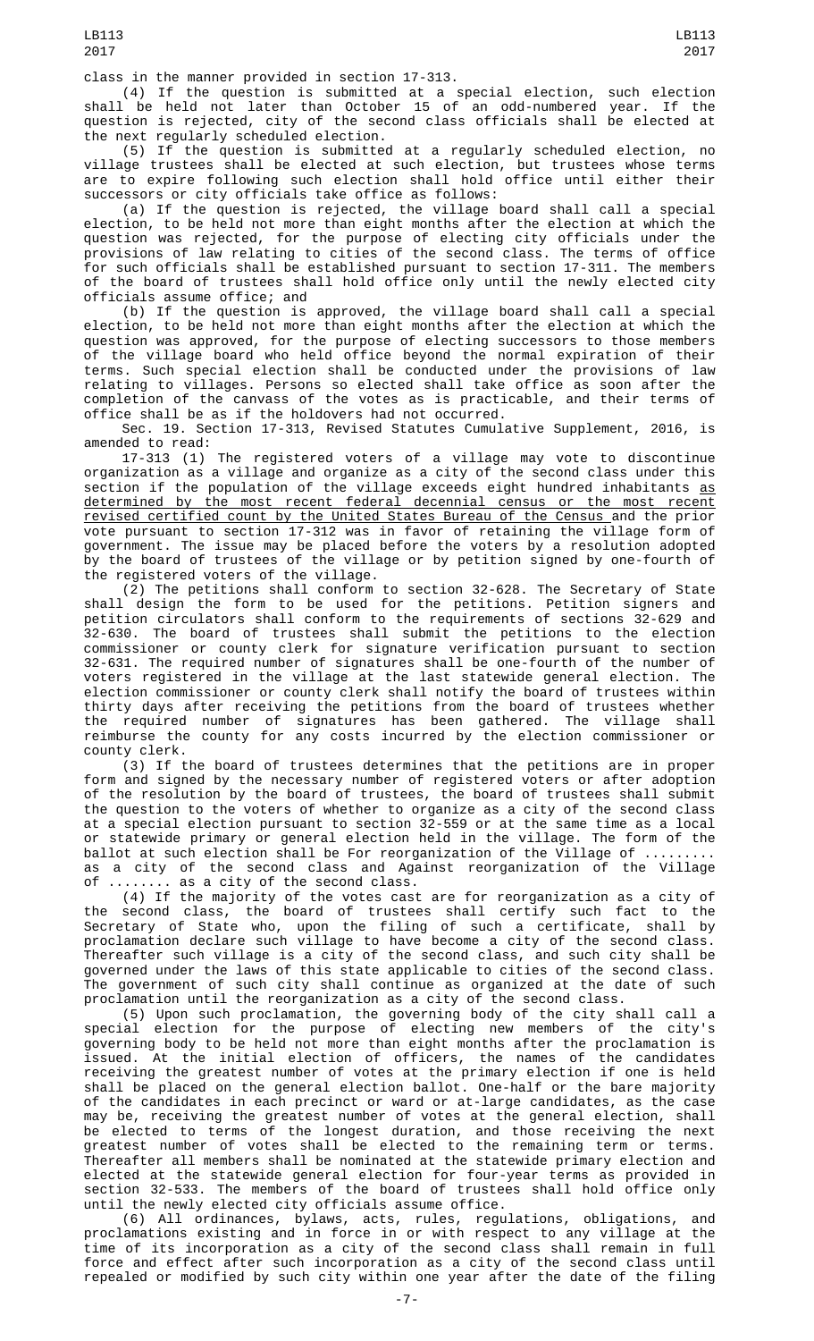class in the manner provided in section 17-313.

(4) If the question is submitted at a special election, such election shall be held not later than October 15 of an odd-numbered year. If the question is rejected, city of the second class officials shall be elected at the next regularly scheduled election.

(5) If the question is submitted at a regularly scheduled election, no village trustees shall be elected at such election, but trustees whose terms are to expire following such election shall hold office until either their successors or city officials take office as follows:

(a) If the question is rejected, the village board shall call a special election, to be held not more than eight months after the election at which the question was rejected, for the purpose of electing city officials under the provisions of law relating to cities of the second class. The terms of office for such officials shall be established pursuant to section 17-311. The members of the board of trustees shall hold office only until the newly elected city officials assume office; and

(b) If the question is approved, the village board shall call a special election, to be held not more than eight months after the election at which the question was approved, for the purpose of electing successors to those members of the village board who held office beyond the normal expiration of their terms. Such special election shall be conducted under the provisions of law relating to villages. Persons so elected shall take office as soon after the completion of the canvass of the votes as is practicable, and their terms of office shall be as if the holdovers had not occurred.

Sec. 19. Section 17-313, Revised Statutes Cumulative Supplement, 2016, is amended to read:

17-313 (1) The registered voters of a village may vote to discontinue organization as a village and organize as a city of the second class under this section if the population of the village exceeds eight hundred inhabitants as determined by the most recent federal decennial census or the most recent revised certified count by the United States Bureau of the Census and the prior vote pursuant to section 17-312 was in favor of retaining the village form of government. The issue may be placed before the voters by a resolution adopted by the board of trustees of the village or by petition signed by one-fourth of the registered voters of the village.

(2) The petitions shall conform to section 32-628. The Secretary of State shall design the form to be used for the petitions. Petition signers and petition circulators shall conform to the requirements of sections 32-629 and 32-630. The board of trustees shall submit the petitions to the election commissioner or county clerk for signature verification pursuant to section 32-631. The required number of signatures shall be one-fourth of the number of voters registered in the village at the last statewide general election. The election commissioner or county clerk shall notify the board of trustees within thirty days after receiving the petitions from the board of trustees whether the required number of signatures has been gathered. The village shall reimburse the county for any costs incurred by the election commissioner or county clerk.

(3) If the board of trustees determines that the petitions are in proper form and signed by the necessary number of registered voters or after adoption of the resolution by the board of trustees, the board of trustees shall submit the question to the voters of whether to organize as a city of the second class at a special election pursuant to section 32-559 or at the same time as a local or statewide primary or general election held in the village. The form of the ballot at such election shall be For reorganization of the Village of ........ as a city of the second class and Against reorganization of the Village of ........ as a city of the second class.

(4) If the majority of the votes cast are for reorganization as a city of the second class, the board of trustees shall certify such fact to the Secretary of State who, upon the filing of such a certificate, shall by proclamation declare such village to have become a city of the second class. Thereafter such village is a city of the second class, and such city shall be governed under the laws of this state applicable to cities of the second class. The government of such city shall continue as organized at the date of such proclamation until the reorganization as a city of the second class.

(5) Upon such proclamation, the governing body of the city shall call a special election for the purpose of electing new members of the city's governing body to be held not more than eight months after the proclamation is issued. At the initial election of officers, the names of the candidates receiving the greatest number of votes at the primary election if one is held shall be placed on the general election ballot. One-half or the bare majority of the candidates in each precinct or ward or at-large candidates, as the case may be, receiving the greatest number of votes at the general election, shall be elected to terms of the longest duration, and those receiving the next greatest number of votes shall be elected to the remaining term or terms. Thereafter all members shall be nominated at the statewide primary election and elected at the statewide general election for four-year terms as provided in section 32-533. The members of the board of trustees shall hold office only until the newly elected city officials assume office.

(6) All ordinances, bylaws, acts, rules, regulations, obligations, and proclamations existing and in force in or with respect to any village at the time of its incorporation as a city of the second class shall remain in full force and effect after such incorporation as a city of the second class until repealed or modified by such city within one year after the date of the filing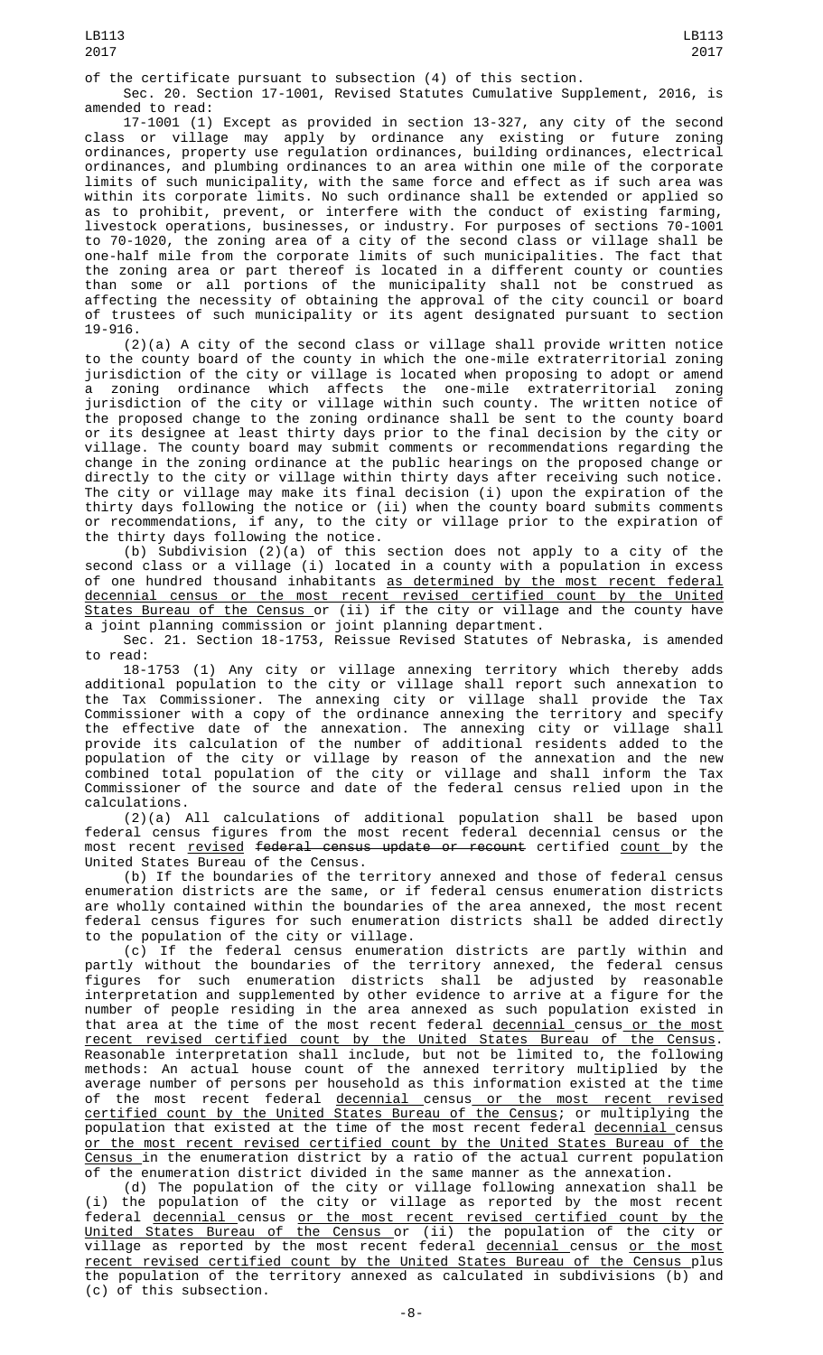of the certificate pursuant to subsection (4) of this section.

Sec. 20. Section 17-1001, Revised Statutes Cumulative Supplement, 2016, is amended to read:

17-1001 (1) Except as provided in section 13-327, any city of the second class or village may apply by ordinance any existing or future zoning ordinances, property use regulation ordinances, building ordinances, electrical ordinances, and plumbing ordinances to an area within one mile of the corporate limits of such municipality, with the same force and effect as if such area was within its corporate limits. No such ordinance shall be extended or applied so as to prohibit, prevent, or interfere with the conduct of existing farming, livestock operations, businesses, or industry. For purposes of sections 70-1001 to 70-1020, the zoning area of a city of the second class or village shall be one-half mile from the corporate limits of such municipalities. The fact that the zoning area or part thereof is located in a different county or counties than some or all portions of the municipality shall not be construed as affecting the necessity of obtaining the approval of the city council or board of trustees of such municipality or its agent designated pursuant to section 19-916.

(2)(a) A city of the second class or village shall provide written notice to the county board of the county in which the one-mile extraterritorial zoning jurisdiction of the city or village is located when proposing to adopt or amend a zoning ordinance which affects the one-mile extraterritorial zoning jurisdiction of the city or village within such county. The written notice of the proposed change to the zoning ordinance shall be sent to the county board or its designee at least thirty days prior to the final decision by the city or village. The county board may submit comments or recommendations regarding the change in the zoning ordinance at the public hearings on the proposed change or directly to the city or village within thirty days after receiving such notice. The city or village may make its final decision (i) upon the expiration of the thirty days following the notice or (ii) when the county board submits comments or recommendations, if any, to the city or village prior to the expiration of the thirty days following the notice.

(b) Subdivision (2)(a) of this section does not apply to a city of the second class or a village (i) located in a county with a population in excess of one hundred thousand inhabitants as determined by the most recent federal decennial census or the most recent revised certified count by the United States Bureau of the Census or (ii) if the city or village and the county have a joint planning commission or joint planning department.

Sec. 21. Section 18-1753, Reissue Revised Statutes of Nebraska, is amended to read:

18-1753 (1) Any city or village annexing territory which thereby adds additional population to the city or village shall report such annexation to the Tax Commissioner. The annexing city or village shall provide the Tax Commissioner with a copy of the ordinance annexing the territory and specify the effective date of the annexation. The annexing city or village shall provide its calculation of the number of additional residents added to the population of the city or village by reason of the annexation and the new combined total population of the city or village and shall inform the Tax Commissioner of the source and date of the federal census relied upon in the calculations.

(2)(a) All calculations of additional population shall be based upon federal census figures from the most recent federal decennial census or the most recent revised ~~federal census update or recount~~ certified count by the United States Bureau of the Census.

(b) If the boundaries of the territory annexed and those of federal census enumeration districts are the same, or if federal census enumeration districts are wholly contained within the boundaries of the area annexed, the most recent federal census figures for such enumeration districts shall be added directly to the population of the city or village.

(c) If the federal census enumeration districts are partly within and partly without the boundaries of the territory annexed, the federal census figures for such enumeration districts shall be adjusted by reasonable interpretation and supplemented by other evidence to arrive at a figure for the number of people residing in the area annexed as such population existed in that area at the time of the most recent federal decennial census or the most recent revised certified count by the United States Bureau of the Census. Reasonable interpretation shall include, but not be limited to, the following methods: An actual house count of the annexed territory multiplied by the average number of persons per household as this information existed at the time of the most recent federal decennial census or the most recent revised certified count by the United States Bureau of the Census; or multiplying the population that existed at the time of the most recent federal decennial census or the most recent revised certified count by the United States Bureau of the Census in the enumeration district by a ratio of the actual current population of the enumeration district divided in the same manner as the annexation.

(d) The population of the city or village following annexation shall be (i) the population of the city or village as reported by the most recent federal decennial census or the most recent revised certified count by the United States Bureau of the Census or (ii) the population of the city or village as reported by the most recent federal decennial census or the most recent revised certified count by the United States Bureau of the Census plus the population of the territory annexed as calculated in subdivisions (b) and (c) of this subsection.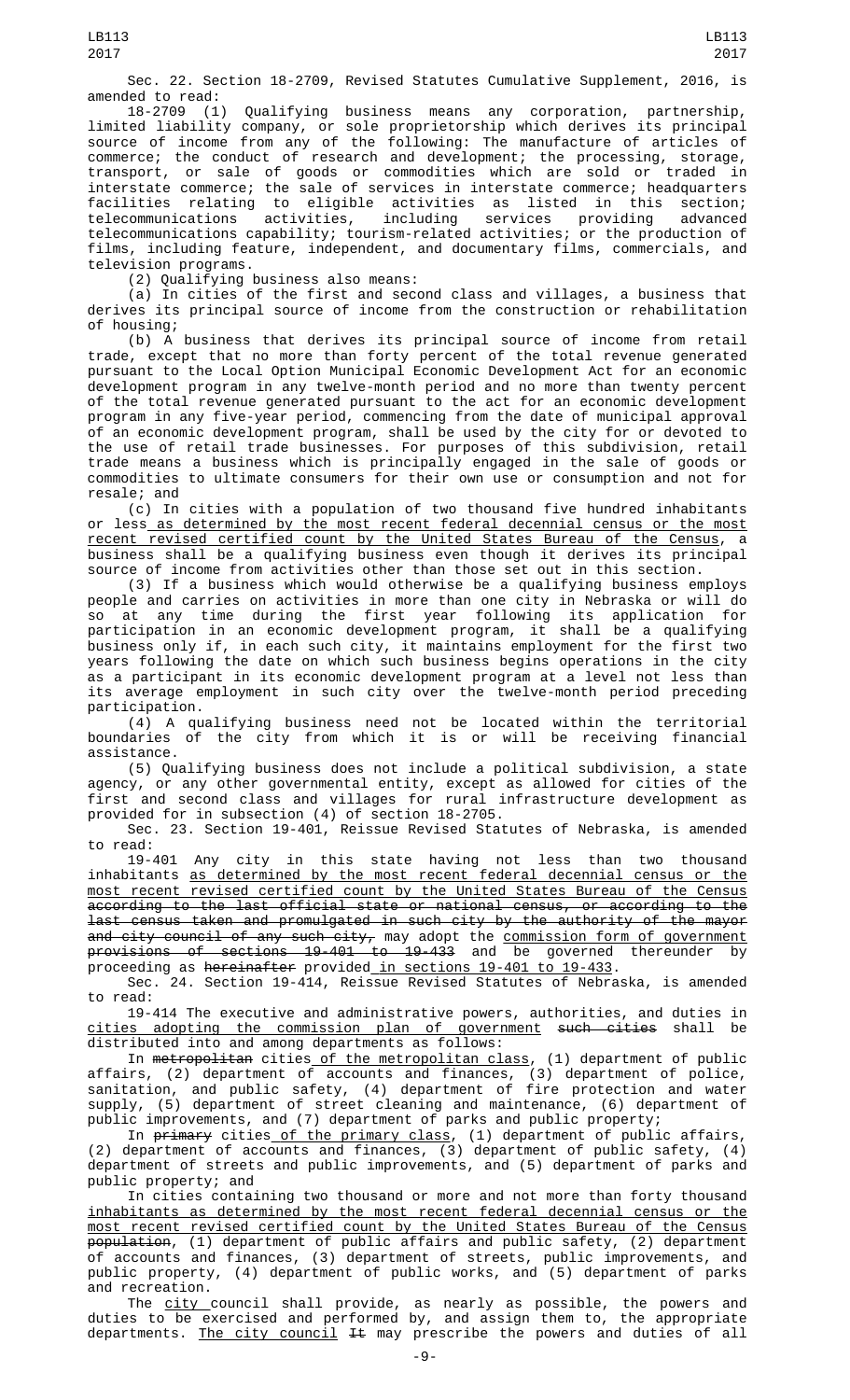Sec. 22. Section 18-2709, Revised Statutes Cumulative Supplement, 2016, is amended to read:

18-2709 (1) Qualifying business means any corporation, partnership, limited liability company, or sole proprietorship which derives its principal source of income from any of the following: The manufacture of articles of commerce; the conduct of research and development; the processing, storage, transport, or sale of goods or commodities which are sold or traded in interstate commerce; the sale of services in interstate commerce; headquarters facilities relating to eligible activities as listed in this section; telecommunications activities, including services providing advanced telecommunications capability; tourism-related activities; or the production of films, including feature, independent, and documentary films, commercials, and television programs.

(2) Qualifying business also means:

(a) In cities of the first and second class and villages, a business that derives its principal source of income from the construction or rehabilitation of housing;

(b) A business that derives its principal source of income from retail trade, except that no more than forty percent of the total revenue generated pursuant to the Local Option Municipal Economic Development Act for an economic development program in any twelve-month period and no more than twenty percent of the total revenue generated pursuant to the act for an economic development program in any five-year period, commencing from the date of municipal approval of an economic development program, shall be used by the city for or devoted to the use of retail trade businesses. For purposes of this subdivision, retail trade means a business which is principally engaged in the sale of goods or commodities to ultimate consumers for their own use or consumption and not for resale; and

(c) In cities with a population of two thousand five hundred inhabitants or less as determined by the most recent federal decennial census or the most recent revised certified count by the United States Bureau of the Census, a business shall be a qualifying business even though it derives its principal source of income from activities other than those set out in this section.

(3) If a business which would otherwise be a qualifying business employs people and carries on activities in more than one city in Nebraska or will do so at any time during the first year following its application for participation in an economic development program, it shall be a qualifying business only if, in each such city, it maintains employment for the first two years following the date on which such business begins operations in the city as a participant in its economic development program at a level not less than its average employment in such city over the twelve-month period preceding participation.

(4) A qualifying business need not be located within the territorial boundaries of the city from which it is or will be receiving financial assistance.

(5) Qualifying business does not include a political subdivision, a state agency, or any other governmental entity, except as allowed for cities of the first and second class and villages for rural infrastructure development as provided for in subsection (4) of section 18-2705.

Sec. 23. Section 19-401, Reissue Revised Statutes of Nebraska, is amended to read:

19-401 Any city in this state having not less than two thousand inhabitants as determined by the most recent federal decennial census or the most recent revised certified count by the United States Bureau of the Census ~~according to the last official state or national census, or according to the last census taken and promulgated in such city by the authority of the mayor and city council of any such city,~~ may adopt the commission form of government ~~provisions of sections 19-401 to 19-433~~ and be governed thereunder by proceeding as ~~hereinafter~~ provided in sections 19-401 to 19-433.

Sec. 24. Section 19-414, Reissue Revised Statutes of Nebraska, is amended to read:

19-414 The executive and administrative powers, authorities, and duties in cities adopting the commission plan of government ~~such cities~~ shall be distributed into and among departments as follows:

In ~~metropolitan~~ cities of the metropolitan class, (1) department of public affairs, (2) department of accounts and finances, (3) department of police, sanitation, and public safety, (4) department of fire protection and water supply, (5) department of street cleaning and maintenance, (6) department of public improvements, and (7) department of parks and public property;

In ~~primary~~ cities of the primary class, (1) department of public affairs, (2) department of accounts and finances, (3) department of public safety, (4) department of streets and public improvements, and (5) department of parks and public property; and

In cities containing two thousand or more and not more than forty thousand inhabitants as determined by the most recent federal decennial census or the most recent revised certified count by the United States Bureau of the Census ~~population~~, (1) department of public affairs and public safety, (2) department of accounts and finances, (3) department of streets, public improvements, and public property, (4) department of public works, and (5) department of parks and recreation.

The city council shall provide, as nearly as possible, the powers and duties to be exercised and performed by, and assign them to, the appropriate departments. The city council ~~It~~ may prescribe the powers and duties of all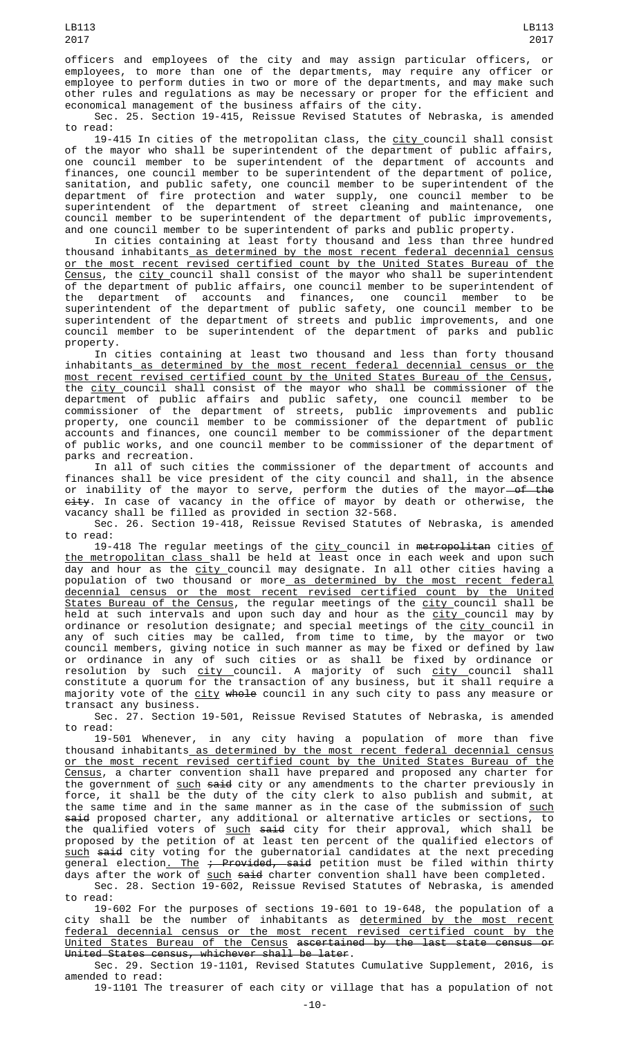officers and employees of the city and may assign particular officers, or employees, to more than one of the departments, may require any officer or employee to perform duties in two or more of the departments, and may make such other rules and regulations as may be necessary or proper for the efficient and economical management of the business affairs of the city.

Sec. 25. Section 19-415, Reissue Revised Statutes of Nebraska, is amended to read:

19-415 In cities of the metropolitan class, the city council shall consist of the mayor who shall be superintendent of the department of public affairs, one council member to be superintendent of the department of accounts and finances, one council member to be superintendent of the department of police, sanitation, and public safety, one council member to be superintendent of the department of fire protection and water supply, one council member to be superintendent of the department of street cleaning and maintenance, one council member to be superintendent of the department of public improvements, and one council member to be superintendent of parks and public property.

In cities containing at least forty thousand and less than three hundred thousand inhabitants as determined by the most recent federal decennial census or the most recent revised certified count by the United States Bureau of the Census, the city council shall consist of the mayor who shall be superintendent of the department of public affairs, one council member to be superintendent of the department of accounts and finances, one council member to be superintendent of the department of public safety, one council member to be superintendent of the department of streets and public improvements, and one council member to be superintendent of the department of parks and public property.

In cities containing at least two thousand and less than forty thousand inhabitants as determined by the most recent federal decennial census or the most recent revised certified count by the United States Bureau of the Census, the city council shall consist of the mayor who shall be commissioner of the department of public affairs and public safety, one council member to be commissioner of the department of streets, public improvements and public property, one council member to be commissioner of the department of public accounts and finances, one council member to be commissioner of the department of public works, and one council member to be commissioner of the department of parks and recreation.

In all of such cities the commissioner of the department of accounts and finances shall be vice president of the city council and shall, in the absence or inability of the mayor to serve, perform the duties of the mayor ~~of the city~~. In case of vacancy in the office of mayor by death or otherwise, the vacancy shall be filled as provided in section 32-568.

Sec. 26. Section 19-418, Reissue Revised Statutes of Nebraska, is amended to read:

19-418 The regular meetings of the city council in ~~metropolitan~~ cities of the metropolitan class shall be held at least once in each week and upon such day and hour as the city council may designate. In all other cities having a population of two thousand or more as determined by the most recent federal decennial census or the most recent revised certified count by the United States Bureau of the Census, the regular meetings of the city council shall be held at such intervals and upon such day and hour as the city council may by ordinance or resolution designate; and special meetings of the city council in any of such cities may be called, from time to time, by the mayor or two council members, giving notice in such manner as may be fixed or defined by law or ordinance in any of such cities or as shall be fixed by ordinance or resolution by such city council. A majority of such city council shall constitute a quorum for the transaction of any business, but it shall require a majority vote of the city ~~whole~~ council in any such city to pass any measure or transact any business.

Sec. 27. Section 19-501, Reissue Revised Statutes of Nebraska, is amended to read:

19-501 Whenever, in any city having a population of more than five thousand inhabitants as determined by the most recent federal decennial census or the most recent revised certified count by the United States Bureau of the Census, a charter convention shall have prepared and proposed any charter for the government of such ~~said~~ city or any amendments to the charter previously in force, it shall be the duty of the city clerk to also publish and submit, at the same time and in the same manner as in the case of the submission of such ~~said~~ proposed charter, any additional or alternative articles or sections, to the qualified voters of such ~~said~~ city for their approval, which shall be proposed by the petition of at least ten percent of the qualified electors of such ~~said~~ city voting for the gubernatorial candidates at the next preceding general election. The ~~; Provided, said~~ petition must be filed within thirty days after the work of such ~~said~~ charter convention shall have been completed.

Sec. 28. Section 19-602, Reissue Revised Statutes of Nebraska, is amended to read:

19-602 For the purposes of sections 19-601 to 19-648, the population of a city shall be the number of inhabitants as determined by the most recent federal decennial census or the most recent revised certified count by the United States Bureau of the Census ~~ascertained by the last state census or United States census, whichever shall be later~~.

Sec. 29. Section 19-1101, Revised Statutes Cumulative Supplement, 2016, is amended to read:

19-1101 The treasurer of each city or village that has a population of not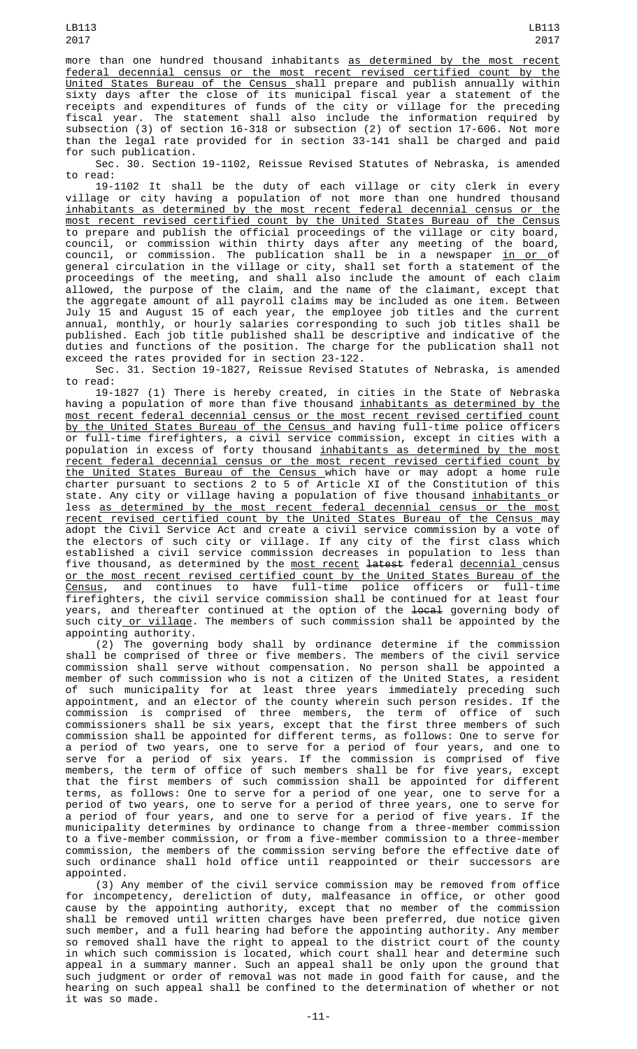more than one hundred thousand inhabitants as determined by the most recent federal decennial census or the most recent revised certified count by the United States Bureau of the Census shall prepare and publish annually within sixty days after the close of its municipal fiscal year a statement of the receipts and expenditures of funds of the city or village for the preceding fiscal year. The statement shall also include the information required by subsection (3) of section 16-318 or subsection (2) of section 17-606. Not more than the legal rate provided for in section 33-141 shall be charged and paid for such publication.

Sec. 30. Section 19-1102, Reissue Revised Statutes of Nebraska, is amended to read:

19-1102 It shall be the duty of each village or city clerk in every village or city having a population of not more than one hundred thousand inhabitants as determined by the most recent federal decennial census or the most recent revised certified count by the United States Bureau of the Census to prepare and publish the official proceedings of the village or city board, council, or commission within thirty days after any meeting of the board, council, or commission. The publication shall be in a newspaper in or of general circulation in the village or city, shall set forth a statement of the proceedings of the meeting, and shall also include the amount of each claim allowed, the purpose of the claim, and the name of the claimant, except that the aggregate amount of all payroll claims may be included as one item. Between July 15 and August 15 of each year, the employee job titles and the current annual, monthly, or hourly salaries corresponding to such job titles shall be published. Each job title published shall be descriptive and indicative of the duties and functions of the position. The charge for the publication shall not exceed the rates provided for in section 23-122.

Sec. 31. Section 19-1827, Reissue Revised Statutes of Nebraska, is amended to read:

19-1827 (1) There is hereby created, in cities in the State of Nebraska having a population of more than five thousand inhabitants as determined by the most recent federal decennial census or the most recent revised certified count by the United States Bureau of the Census and having full-time police officers or full-time firefighters, a civil service commission, except in cities with a population in excess of forty thousand inhabitants as determined by the most recent federal decennial census or the most recent revised certified count by the United States Bureau of the Census which have or may adopt a home rule charter pursuant to sections 2 to 5 of Article XI of the Constitution of this state. Any city or village having a population of five thousand inhabitants or less as determined by the most recent federal decennial census or the most recent revised certified count by the United States Bureau of the Census may adopt the Civil Service Act and create a civil service commission by a vote of the electors of such city or village. If any city of the first class which established a civil service commission decreases in population to less than five thousand, as determined by the most recent ~~latest~~ federal decennial census or the most recent revised certified count by the United States Bureau of the Census, and continues to have full-time police officers or full-time firefighters, the civil service commission shall be continued for at least four years, and thereafter continued at the option of the ~~local~~ governing body of such city or village. The members of such commission shall be appointed by the appointing authority.

(2) The governing body shall by ordinance determine if the commission shall be comprised of three or five members. The members of the civil service commission shall serve without compensation. No person shall be appointed a member of such commission who is not a citizen of the United States, a resident of such municipality for at least three years immediately preceding such appointment, and an elector of the county wherein such person resides. If the commission is comprised of three members, the term of office of such commissioners shall be six years, except that the first three members of such commission shall be appointed for different terms, as follows: One to serve for a period of two years, one to serve for a period of four years, and one to serve for a period of six years. If the commission is comprised of five members, the term of office of such members shall be for five years, except that the first members of such commission shall be appointed for different terms, as follows: One to serve for a period of one year, one to serve for a period of two years, one to serve for a period of three years, one to serve for a period of four years, and one to serve for a period of five years. If the municipality determines by ordinance to change from a three-member commission to a five-member commission, or from a five-member commission to a three-member commission, the members of the commission serving before the effective date of such ordinance shall hold office until reappointed or their successors are appointed.

(3) Any member of the civil service commission may be removed from office for incompetency, dereliction of duty, malfeasance in office, or other good cause by the appointing authority, except that no member of the commission shall be removed until written charges have been preferred, due notice given such member, and a full hearing had before the appointing authority. Any member so removed shall have the right to appeal to the district court of the county in which such commission is located, which court shall hear and determine such appeal in a summary manner. Such an appeal shall be only upon the ground that such judgment or order of removal was not made in good faith for cause, and the hearing on such appeal shall be confined to the determination of whether or not it was so made.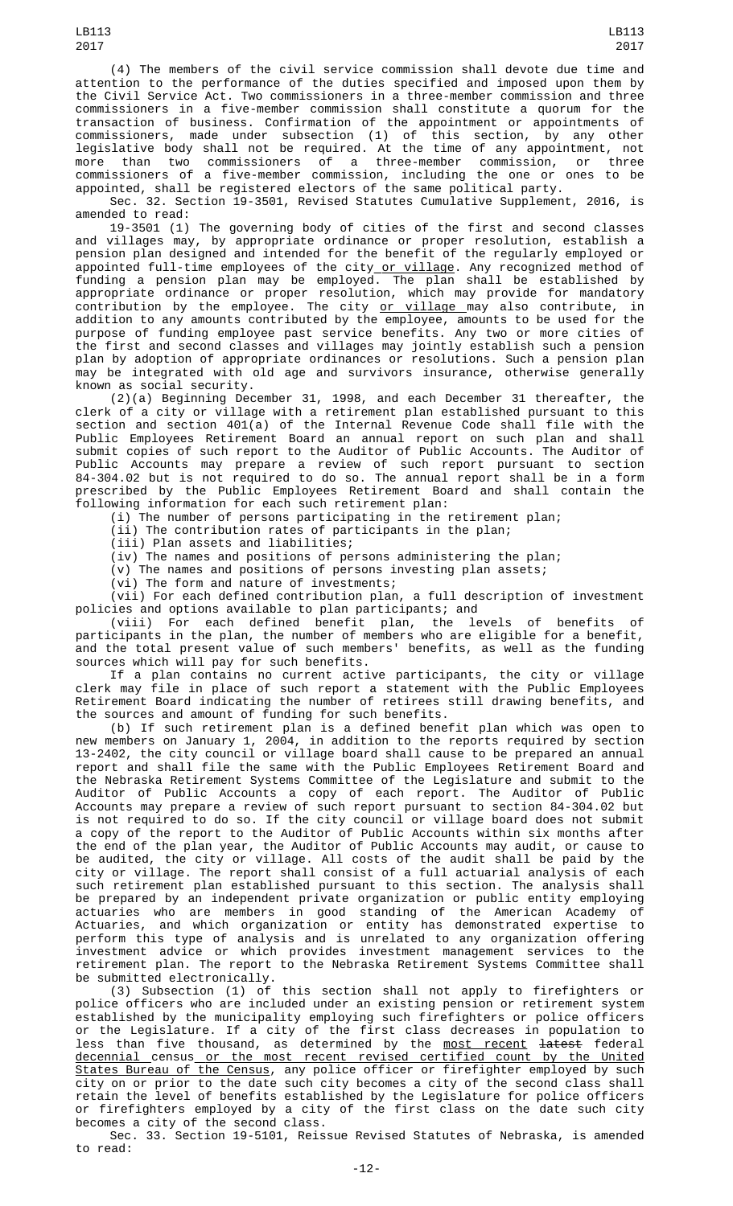(4) The members of the civil service commission shall devote due time and attention to the performance of the duties specified and imposed upon them by the Civil Service Act. Two commissioners in a three-member commission and three commissioners in a five-member commission shall constitute a quorum for the transaction of business. Confirmation of the appointment or appointments of commissioners, made under subsection (1) of this section, by any other legislative body shall not be required. At the time of any appointment, not more than two commissioners of a three-member commission, or three commissioners of a five-member commission, including the one or ones to be appointed, shall be registered electors of the same political party.

Sec. 32. Section 19-3501, Revised Statutes Cumulative Supplement, 2016, is amended to read:

19-3501 (1) The governing body of cities of the first and second classes and villages may, by appropriate ordinance or proper resolution, establish a pension plan designed and intended for the benefit of the regularly employed or appointed full-time employees of the city or village. Any recognized method of funding a pension plan may be employed. The plan shall be established by appropriate ordinance or proper resolution, which may provide for mandatory contribution by the employee. The city or village may also contribute, in addition to any amounts contributed by the employee, amounts to be used for the purpose of funding employee past service benefits. Any two or more cities of the first and second classes and villages may jointly establish such a pension plan by adoption of appropriate ordinances or resolutions. Such a pension plan may be integrated with old age and survivors insurance, otherwise generally known as social security.

(2)(a) Beginning December 31, 1998, and each December 31 thereafter, the clerk of a city or village with a retirement plan established pursuant to this section and section 401(a) of the Internal Revenue Code shall file with the Public Employees Retirement Board an annual report on such plan and shall submit copies of such report to the Auditor of Public Accounts. The Auditor of Public Accounts may prepare a review of such report pursuant to section 84-304.02 but is not required to do so. The annual report shall be in a form prescribed by the Public Employees Retirement Board and shall contain the following information for each such retirement plan:

(i) The number of persons participating in the retirement plan;

(ii) The contribution rates of participants in the plan;

(iii) Plan assets and liabilities;

(iv) The names and positions of persons administering the plan;

(v) The names and positions of persons investing plan assets;

(vi) The form and nature of investments;

(vii) For each defined contribution plan, a full description of investment policies and options available to plan participants; and

(viii) For each defined benefit plan, the levels of benefits of participants in the plan, the number of members who are eligible for a benefit, and the total present value of such members' benefits, as well as the funding sources which will pay for such benefits.

If a plan contains no current active participants, the city or village clerk may file in place of such report a statement with the Public Employees Retirement Board indicating the number of retirees still drawing benefits, and the sources and amount of funding for such benefits.

(b) If such retirement plan is a defined benefit plan which was open to new members on January 1, 2004, in addition to the reports required by section 13-2402, the city council or village board shall cause to be prepared an annual report and shall file the same with the Public Employees Retirement Board and the Nebraska Retirement Systems Committee of the Legislature and submit to the Auditor of Public Accounts a copy of each report. The Auditor of Public Accounts may prepare a review of such report pursuant to section 84-304.02 but is not required to do so. If the city council or village board does not submit a copy of the report to the Auditor of Public Accounts within six months after the end of the plan year, the Auditor of Public Accounts may audit, or cause to be audited, the city or village. All costs of the audit shall be paid by the city or village. The report shall consist of a full actuarial analysis of each such retirement plan established pursuant to this section. The analysis shall be prepared by an independent private organization or public entity employing actuaries who are members in good standing of the American Academy of Actuaries, and which organization or entity has demonstrated expertise to perform this type of analysis and is unrelated to any organization offering investment advice or which provides investment management services to the retirement plan. The report to the Nebraska Retirement Systems Committee shall be submitted electronically.

(3) Subsection (1) of this section shall not apply to firefighters or police officers who are included under an existing pension or retirement system established by the municipality employing such firefighters or police officers or the Legislature. If a city of the first class decreases in population to less than five thousand, as determined by the most recent ~~latest~~ federal decennial census or the most recent revised certified count by the United States Bureau of the Census, any police officer or firefighter employed by such city on or prior to the date such city becomes a city of the second class shall retain the level of benefits established by the Legislature for police officers or firefighters employed by a city of the first class on the date such city becomes a city of the second class.

Sec. 33. Section 19-5101, Reissue Revised Statutes of Nebraska, is amended to read: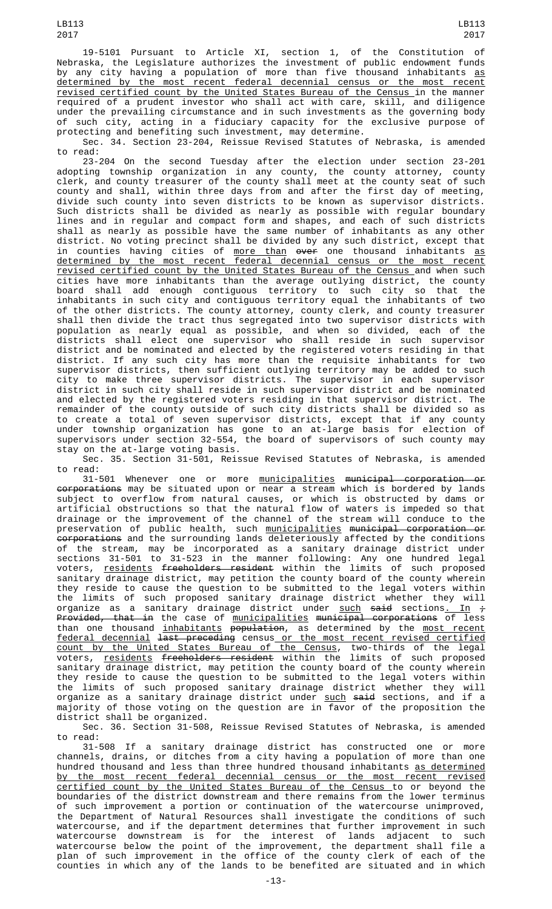19-5101 Pursuant to Article XI, section 1, of the Constitution of Nebraska, the Legislature authorizes the investment of public endowment funds by any city having a population of more than five thousand inhabitants as determined by the most recent federal decennial census or the most recent revised certified count by the United States Bureau of the Census in the manner required of a prudent investor who shall act with care, skill, and diligence under the prevailing circumstance and in such investments as the governing body of such city, acting in a fiduciary capacity for the exclusive purpose of protecting and benefiting such investment, may determine.

Sec. 34. Section 23-204, Reissue Revised Statutes of Nebraska, is amended to read:

23-204 On the second Tuesday after the election under section 23-201 adopting township organization in any county, the county attorney, county clerk, and county treasurer of the county shall meet at the county seat of such county and shall, within three days from and after the first day of meeting, divide such county into seven districts to be known as supervisor districts. Such districts shall be divided as nearly as possible with regular boundary lines and in regular and compact form and shapes, and each of such districts shall as nearly as possible have the same number of inhabitants as any other district. No voting precinct shall be divided by any such district, except that in counties having cities of more than ~~over~~ one thousand inhabitants as determined by the most recent federal decennial census or the most recent revised certified count by the United States Bureau of the Census and when such cities have more inhabitants than the average outlying district, the county board shall add enough contiguous territory to such city so that the inhabitants in such city and contiguous territory equal the inhabitants of two of the other districts. The county attorney, county clerk, and county treasurer shall then divide the tract thus segregated into two supervisor districts with population as nearly equal as possible, and when so divided, each of the districts shall elect one supervisor who shall reside in such supervisor district and be nominated and elected by the registered voters residing in that district. If any such city has more than the requisite inhabitants for two supervisor districts, then sufficient outlying territory may be added to such city to make three supervisor districts. The supervisor in each supervisor district in such city shall reside in such supervisor district and be nominated and elected by the registered voters residing in that supervisor district. The remainder of the county outside of such city districts shall be divided so as to create a total of seven supervisor districts, except that if any county under township organization has gone to an at-large basis for election of supervisors under section 32-554, the board of supervisors of such county may stay on the at-large voting basis.

Sec. 35. Section 31-501, Reissue Revised Statutes of Nebraska, is amended to read:

31-501 Whenever one or more municipalities ~~municipal corporation or corporations~~ may be situated upon or near a stream which is bordered by lands subject to overflow from natural causes, or which is obstructed by dams or artificial obstructions so that the natural flow of waters is impeded so that drainage or the improvement of the channel of the stream will conduce to the preservation of public health, such municipalities ~~municipal corporation or corporations~~ and the surrounding lands deleteriously affected by the conditions of the stream, may be incorporated as a sanitary drainage district under sections 31-501 to 31-523 in the manner following: Any one hundred legal voters, residents ~~freeholders resident~~ within the limits of such proposed sanitary drainage district, may petition the county board of the county wherein they reside to cause the question to be submitted to the legal voters within the limits of such proposed sanitary drainage district whether they will organize as a sanitary drainage district under such ~~said~~ sections. In ~~; Provided, that in~~ the case of municipalities ~~municipal corporations~~ of less than one thousand inhabitants ~~population~~, as determined by the most recent federal decennial ~~last preceding~~ census or the most recent revised certified count by the United States Bureau of the Census, two-thirds of the legal voters, residents ~~freeholders resident~~ within the limits of such proposed sanitary drainage district, may petition the county board of the county wherein they reside to cause the question to be submitted to the legal voters within the limits of such proposed sanitary drainage district whether they will organize as a sanitary drainage district under such ~~said~~ sections, and if a majority of those voting on the question are in favor of the proposition the district shall be organized.

Sec. 36. Section 31-508, Reissue Revised Statutes of Nebraska, is amended to read:

31-508 If a sanitary drainage district has constructed one or more channels, drains, or ditches from a city having a population of more than one hundred thousand and less than three hundred thousand inhabitants as determined by the most recent federal decennial census or the most recent revised certified count by the United States Bureau of the Census to or beyond the boundaries of the district downstream and there remains from the lower terminus of such improvement a portion or continuation of the watercourse unimproved, the Department of Natural Resources shall investigate the conditions of such watercourse, and if the department determines that further improvement in such watercourse downstream is for the interest of lands adjacent to such watercourse below the point of the improvement, the department shall file a plan of such improvement in the office of the county clerk of each of the counties in which any of the lands to be benefited are situated and in which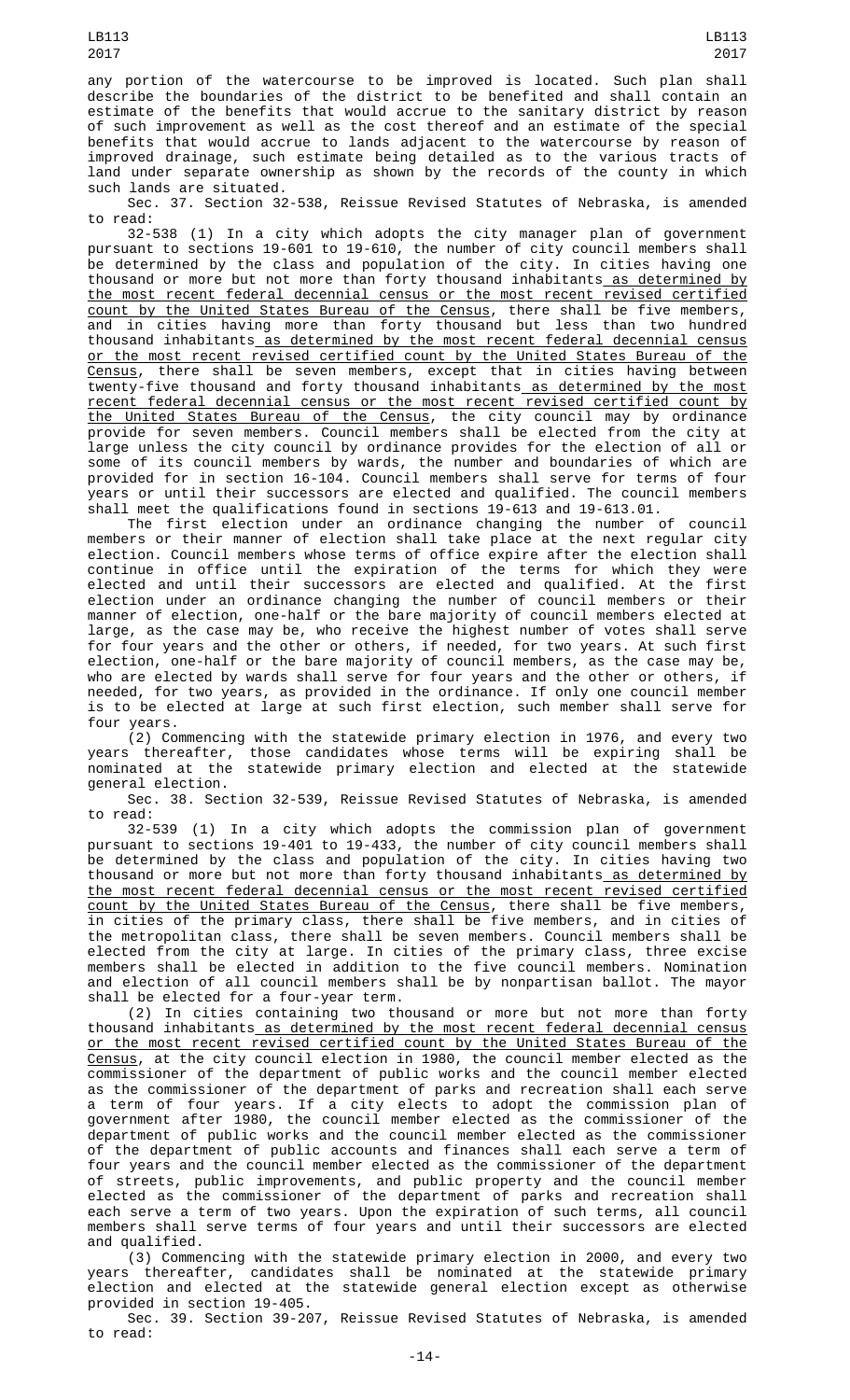any portion of the watercourse to be improved is located. Such plan shall describe the boundaries of the district to be benefited and shall contain an estimate of the benefits that would accrue to the sanitary district by reason of such improvement as well as the cost thereof and an estimate of the special benefits that would accrue to lands adjacent to the watercourse by reason of improved drainage, such estimate being detailed as to the various tracts of land under separate ownership as shown by the records of the county in which such lands are situated.

Sec. 37. Section 32-538, Reissue Revised Statutes of Nebraska, is amended to read:

32-538 (1) In a city which adopts the city manager plan of government pursuant to sections 19-601 to 19-610, the number of city council members shall be determined by the class and population of the city. In cities having one thousand or more but not more than forty thousand inhabitants as determined by the most recent federal decennial census or the most recent revised certified count by the United States Bureau of the Census, there shall be five members, and in cities having more than forty thousand but less than two hundred thousand inhabitants as determined by the most recent federal decennial census or the most recent revised certified count by the United States Bureau of the Census, there shall be seven members, except that in cities having between twenty-five thousand and forty thousand inhabitants as determined by the most recent federal decennial census or the most recent revised certified count by the United States Bureau of the Census, the city council may by ordinance provide for seven members. Council members shall be elected from the city at large unless the city council by ordinance provides for the election of all or some of its council members by wards, the number and boundaries of which are provided for in section 16-104. Council members shall serve for terms of four years or until their successors are elected and qualified. The council members shall meet the qualifications found in sections 19-613 and 19-613.01.

The first election under an ordinance changing the number of council members or their manner of election shall take place at the next regular city election. Council members whose terms of office expire after the election shall continue in office until the expiration of the terms for which they were elected and until their successors are elected and qualified. At the first election under an ordinance changing the number of council members or their manner of election, one-half or the bare majority of council members elected at large, as the case may be, who receive the highest number of votes shall serve for four years and the other or others, if needed, for two years. At such first election, one-half or the bare majority of council members, as the case may be, who are elected by wards shall serve for four years and the other or others, if needed, for two years, as provided in the ordinance. If only one council member is to be elected at large at such first election, such member shall serve for four years.

(2) Commencing with the statewide primary election in 1976, and every two years thereafter, those candidates whose terms will be expiring shall be nominated at the statewide primary election and elected at the statewide general election.

Sec. 38. Section 32-539, Reissue Revised Statutes of Nebraska, is amended to read:

32-539 (1) In a city which adopts the commission plan of government pursuant to sections 19-401 to 19-433, the number of city council members shall be determined by the class and population of the city. In cities having two thousand or more but not more than forty thousand inhabitants as determined by the most recent federal decennial census or the most recent revised certified count by the United States Bureau of the Census, there shall be five members, in cities of the primary class, there shall be five members, and in cities of the metropolitan class, there shall be seven members. Council members shall be elected from the city at large. In cities of the primary class, three excise members shall be elected in addition to the five council members. Nomination and election of all council members shall be by nonpartisan ballot. The mayor shall be elected for a four-year term.

(2) In cities containing two thousand or more but not more than forty thousand inhabitants as determined by the most recent federal decennial census or the most recent revised certified count by the United States Bureau of the Census, at the city council election in 1980, the council member elected as the commissioner of the department of public works and the council member elected as the commissioner of the department of parks and recreation shall each serve a term of four years. If a city elects to adopt the commission plan of government after 1980, the council member elected as the commissioner of the department of public works and the council member elected as the commissioner of the department of public accounts and finances shall each serve a term of four years and the council member elected as the commissioner of the department of streets, public improvements, and public property and the council member elected as the commissioner of the department of parks and recreation shall each serve a term of two years. Upon the expiration of such terms, all council members shall serve terms of four years and until their successors are elected and qualified.

(3) Commencing with the statewide primary election in 2000, and every two years thereafter, candidates shall be nominated at the statewide primary election and elected at the statewide general election except as otherwise provided in section 19-405.

Sec. 39. Section 39-207, Reissue Revised Statutes of Nebraska, is amended to read: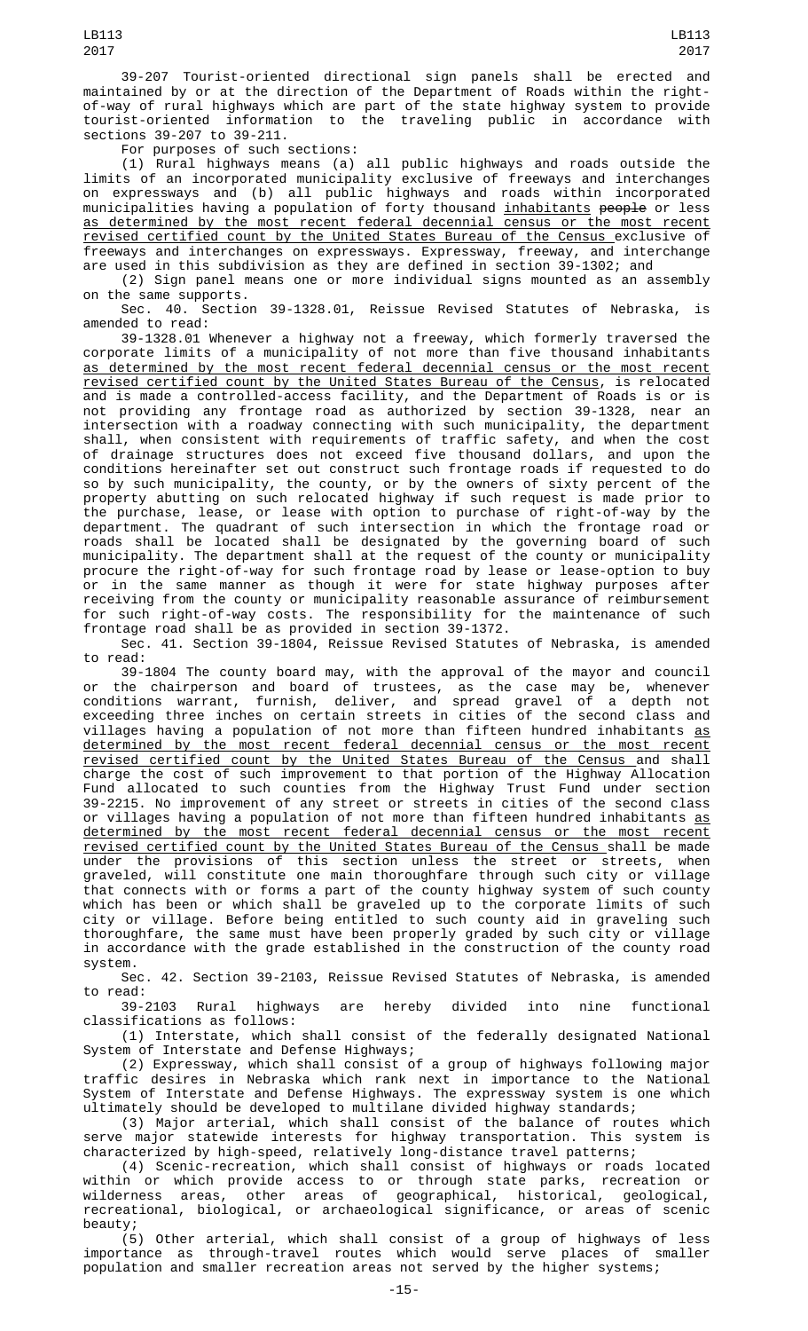39-207 Tourist-oriented directional sign panels shall be erected and maintained by or at the direction of the Department of Roads within the right-of-way of rural highways which are part of the state highway system to provide tourist-oriented information to the traveling public in accordance with sections 39-207 to 39-211.

For purposes of such sections:

(1) Rural highways means (a) all public highways and roads outside the limits of an incorporated municipality exclusive of freeways and interchanges on expressways and (b) all public highways and roads within incorporated municipalities having a population of forty thousand inhabitants ~~people~~ or less as determined by the most recent federal decennial census or the most recent revised certified count by the United States Bureau of the Census exclusive of freeways and interchanges on expressways. Expressway, freeway, and interchange are used in this subdivision as they are defined in section 39-1302; and

(2) Sign panel means one or more individual signs mounted as an assembly on the same supports.

Sec. 40. Section 39-1328.01, Reissue Revised Statutes of Nebraska, is amended to read:

39-1328.01 Whenever a highway not a freeway, which formerly traversed the corporate limits of a municipality of not more than five thousand inhabitants as determined by the most recent federal decennial census or the most recent revised certified count by the United States Bureau of the Census, is relocated and is made a controlled-access facility, and the Department of Roads is or is not providing any frontage road as authorized by section 39-1328, near an intersection with a roadway connecting with such municipality, the department shall, when consistent with requirements of traffic safety, and when the cost of drainage structures does not exceed five thousand dollars, and upon the conditions hereinafter set out construct such frontage roads if requested to do so by such municipality, the county, or by the owners of sixty percent of the property abutting on such relocated highway if such request is made prior to the purchase, lease, or lease with option to purchase of right-of-way by the department. The quadrant of such intersection in which the frontage road or roads shall be located shall be designated by the governing board of such municipality. The department shall at the request of the county or municipality procure the right-of-way for such frontage road by lease or lease-option to buy or in the same manner as though it were for state highway purposes after receiving from the county or municipality reasonable assurance of reimbursement for such right-of-way costs. The responsibility for the maintenance of such frontage road shall be as provided in section 39-1372.

Sec. 41. Section 39-1804, Reissue Revised Statutes of Nebraska, is amended to read:

39-1804 The county board may, with the approval of the mayor and council or the chairperson and board of trustees, as the case may be, whenever conditions warrant, furnish, deliver, and spread gravel of a depth not exceeding three inches on certain streets in cities of the second class and villages having a population of not more than fifteen hundred inhabitants as determined by the most recent federal decennial census or the most recent revised certified count by the United States Bureau of the Census and shall charge the cost of such improvement to that portion of the Highway Allocation Fund allocated to such counties from the Highway Trust Fund under section 39-2215. No improvement of any street or streets in cities of the second class or villages having a population of not more than fifteen hundred inhabitants as determined by the most recent federal decennial census or the most recent revised certified count by the United States Bureau of the Census shall be made under the provisions of this section unless the street or streets, when graveled, will constitute one main thoroughfare through such city or village that connects with or forms a part of the county highway system of such county which has been or which shall be graveled up to the corporate limits of such city or village. Before being entitled to such county aid in graveling such thoroughfare, the same must have been properly graded by such city or village in accordance with the grade established in the construction of the county road system.

Sec. 42. Section 39-2103, Reissue Revised Statutes of Nebraska, is amended to read:

39-2103 Rural highways are hereby divided into nine functional classifications as follows:

(1) Interstate, which shall consist of the federally designated National System of Interstate and Defense Highways;

(2) Expressway, which shall consist of a group of highways following major traffic desires in Nebraska which rank next in importance to the National System of Interstate and Defense Highways. The expressway system is one which ultimately should be developed to multilane divided highway standards;

(3) Major arterial, which shall consist of the balance of routes which serve major statewide interests for highway transportation. This system is characterized by high-speed, relatively long-distance travel patterns;

(4) Scenic-recreation, which shall consist of highways or roads located within or which provide access to or through state parks, recreation or wilderness areas, other areas of geographical, historical, geological, recreational, biological, or archaeological significance, or areas of scenic beauty;

(5) Other arterial, which shall consist of a group of highways of less importance as through-travel routes which would serve places of smaller population and smaller recreation areas not served by the higher systems;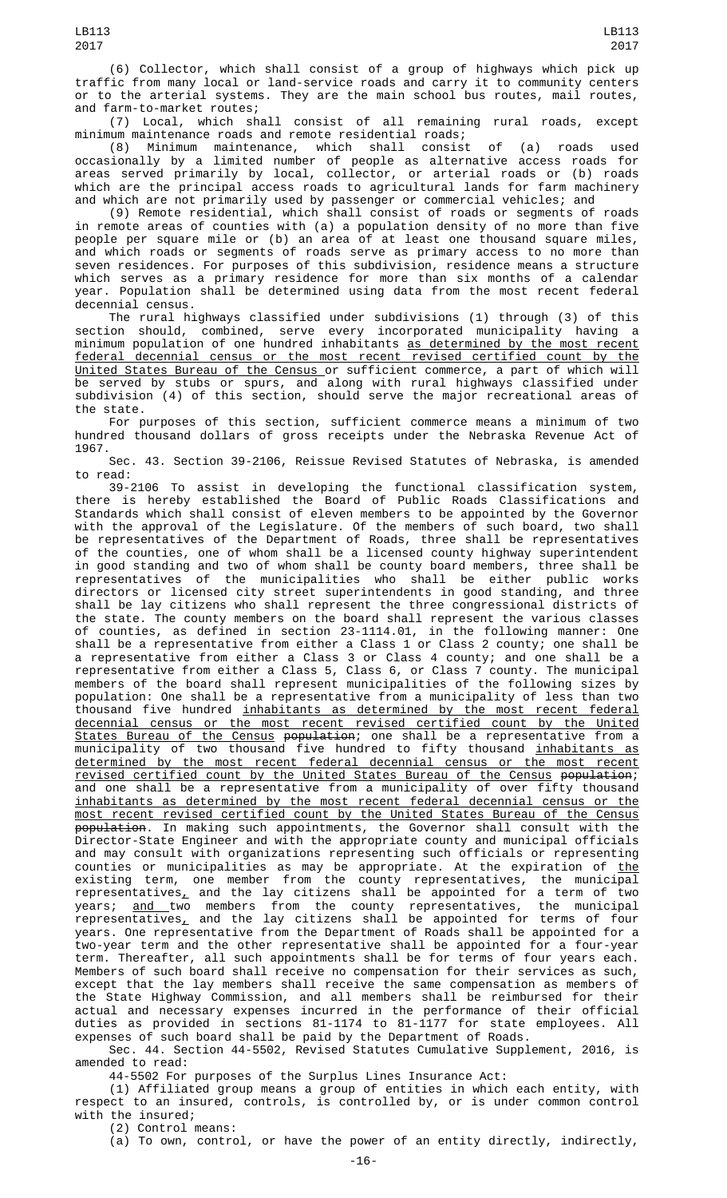(6) Collector, which shall consist of a group of highways which pick up traffic from many local or land-service roads and carry it to community centers or to the arterial systems. They are the main school bus routes, mail routes, and farm-to-market routes;

(7) Local, which shall consist of all remaining rural roads, except minimum maintenance roads and remote residential roads;

(8) Minimum maintenance, which shall consist of (a) roads used occasionally by a limited number of people as alternative access roads for areas served primarily by local, collector, or arterial roads or (b) roads which are the principal access roads to agricultural lands for farm machinery and which are not primarily used by passenger or commercial vehicles; and

(9) Remote residential, which shall consist of roads or segments of roads in remote areas of counties with (a) a population density of no more than five people per square mile or (b) an area of at least one thousand square miles, and which roads or segments of roads serve as primary access to no more than seven residences. For purposes of this subdivision, residence means a structure which serves as a primary residence for more than six months of a calendar year. Population shall be determined using data from the most recent federal decennial census.

The rural highways classified under subdivisions (1) through (3) of this section should, combined, serve every incorporated municipality having a minimum population of one hundred inhabitants as determined by the most recent federal decennial census or the most recent revised certified count by the United States Bureau of the Census or sufficient commerce, a part of which will be served by stubs or spurs, and along with rural highways classified under subdivision (4) of this section, should serve the major recreational areas of the state.

For purposes of this section, sufficient commerce means a minimum of two hundred thousand dollars of gross receipts under the Nebraska Revenue Act of 1967.

Sec. 43. Section 39-2106, Reissue Revised Statutes of Nebraska, is amended to read:

39-2106 To assist in developing the functional classification system, there is hereby established the Board of Public Roads Classifications and Standards which shall consist of eleven members to be appointed by the Governor with the approval of the Legislature. Of the members of such board, two shall be representatives of the Department of Roads, three shall be representatives of the counties, one of whom shall be a licensed county highway superintendent in good standing and two of whom shall be county board members, three shall be representatives of the municipalities who shall be either public works directors or licensed city street superintendents in good standing, and three shall be lay citizens who shall represent the three congressional districts of the state. The county members on the board shall represent the various classes of counties, as defined in section 23-1114.01, in the following manner: One shall be a representative from either a Class 1 or Class 2 county; one shall be a representative from either a Class 3 or Class 4 county; and one shall be a representative from either a Class 5, Class 6, or Class 7 county. The municipal members of the board shall represent municipalities of the following sizes by population: One shall be a representative from a municipality of less than two thousand five hundred inhabitants as determined by the most recent federal decennial census or the most recent revised certified count by the United States Bureau of the Census ~~population~~; one shall be a representative from a municipality of two thousand five hundred to fifty thousand inhabitants as determined by the most recent federal decennial census or the most recent revised certified count by the United States Bureau of the Census ~~population~~; and one shall be a representative from a municipality of over fifty thousand inhabitants as determined by the most recent federal decennial census or the most recent revised certified count by the United States Bureau of the Census ~~population~~. In making such appointments, the Governor shall consult with the Director-State Engineer and with the appropriate county and municipal officials and may consult with organizations representing such officials or representing counties or municipalities as may be appropriate. At the expiration of the existing term, one member from the county representatives, the municipal representatives, and the lay citizens shall be appointed for a term of two years; and two members from the county representatives, the municipal representatives, and the lay citizens shall be appointed for terms of four years. One representative from the Department of Roads shall be appointed for a two-year term and the other representative shall be appointed for a four-year term. Thereafter, all such appointments shall be for terms of four years each. Members of such board shall receive no compensation for their services as such, except that the lay members shall receive the same compensation as members of the State Highway Commission, and all members shall be reimbursed for their actual and necessary expenses incurred in the performance of their official duties as provided in sections 81-1174 to 81-1177 for state employees. All expenses of such board shall be paid by the Department of Roads.

Sec. 44. Section 44-5502, Revised Statutes Cumulative Supplement, 2016, is amended to read:

44-5502 For purposes of the Surplus Lines Insurance Act:

(1) Affiliated group means a group of entities in which each entity, with respect to an insured, controls, is controlled by, or is under common control with the insured;

(2) Control means:

(a) To own, control, or have the power of an entity directly, indirectly,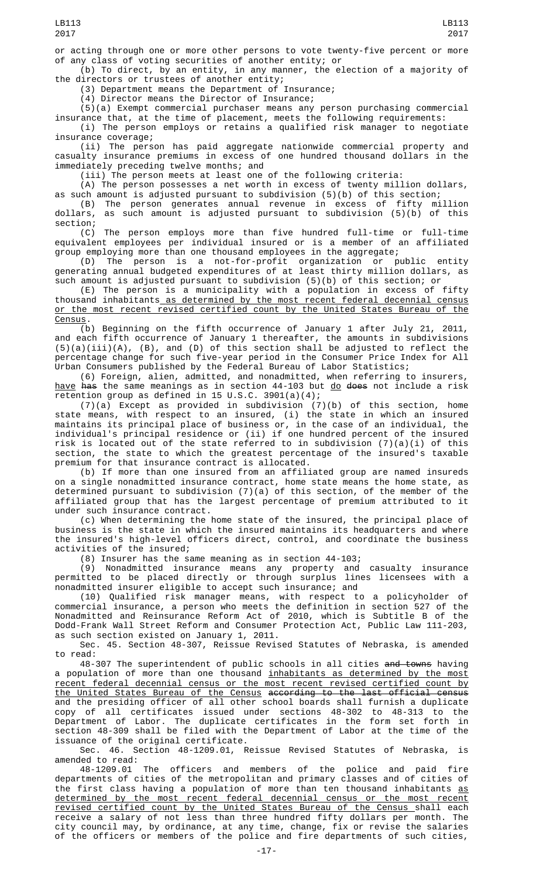or acting through one or more other persons to vote twenty-five percent or more of any class of voting securities of another entity; or

(b) To direct, by an entity, in any manner, the election of a majority of the directors or trustees of another entity;

(3) Department means the Department of Insurance;

(4) Director means the Director of Insurance;

(5)(a) Exempt commercial purchaser means any person purchasing commercial insurance that, at the time of placement, meets the following requirements:

(i) The person employs or retains a qualified risk manager to negotiate insurance coverage;

(ii) The person has paid aggregate nationwide commercial property and casualty insurance premiums in excess of one hundred thousand dollars in the immediately preceding twelve months; and

(iii) The person meets at least one of the following criteria:

(A) The person possesses a net worth in excess of twenty million dollars, as such amount is adjusted pursuant to subdivision (5)(b) of this section;

(B) The person generates annual revenue in excess of fifty million dollars, as such amount is adjusted pursuant to subdivision (5)(b) of this section;

(C) The person employs more than five hundred full-time or full-time equivalent employees per individual insured or is a member of an affiliated group employing more than one thousand employees in the aggregate;

(D) The person is a not-for-profit organization or public entity generating annual budgeted expenditures of at least thirty million dollars, as such amount is adjusted pursuant to subdivision (5)(b) of this section; or

(E) The person is a municipality with a population in excess of fifty thousand inhabitants as determined by the most recent federal decennial census or the most recent revised certified count by the United States Bureau of the Census.

(b) Beginning on the fifth occurrence of January 1 after July 21, 2011, and each fifth occurrence of January 1 thereafter, the amounts in subdivisions (5)(a)(iii)(A), (B), and (D) of this section shall be adjusted to reflect the percentage change for such five-year period in the Consumer Price Index for All Urban Consumers published by the Federal Bureau of Labor Statistics;

(6) Foreign, alien, admitted, and nonadmitted, when referring to insurers, have ~~has~~ the same meanings as in section 44-103 but do ~~does~~ not include a risk retention group as defined in 15 U.S.C. 3901(a)(4);

(7)(a) Except as provided in subdivision (7)(b) of this section, home state means, with respect to an insured, (i) the state in which an insured maintains its principal place of business or, in the case of an individual, the individual's principal residence or (ii) if one hundred percent of the insured risk is located out of the state referred to in subdivision (7)(a)(i) of this section, the state to which the greatest percentage of the insured's taxable premium for that insurance contract is allocated.

(b) If more than one insured from an affiliated group are named insureds on a single nonadmitted insurance contract, home state means the home state, as determined pursuant to subdivision (7)(a) of this section, of the member of the affiliated group that has the largest percentage of premium attributed to it under such insurance contract.

(c) When determining the home state of the insured, the principal place of business is the state in which the insured maintains its headquarters and where the insured's high-level officers direct, control, and coordinate the business activities of the insured;

(8) Insurer has the same meaning as in section 44-103;

(9) Nonadmitted insurance means any property and casualty insurance permitted to be placed directly or through surplus lines licensees with a nonadmitted insurer eligible to accept such insurance; and

(10) Qualified risk manager means, with respect to a policyholder of commercial insurance, a person who meets the definition in section 527 of the Nonadmitted and Reinsurance Reform Act of 2010, which is Subtitle B of the Dodd-Frank Wall Street Reform and Consumer Protection Act, Public Law 111-203, as such section existed on January 1, 2011.

Sec. 45. Section 48-307, Reissue Revised Statutes of Nebraska, is amended to read:

48-307 The superintendent of public schools in all cities ~~and towns~~ having a population of more than one thousand inhabitants as determined by the most recent federal decennial census or the most recent revised certified count by the United States Bureau of the Census ~~according to the last official census~~ and the presiding officer of all other school boards shall furnish a duplicate copy of all certificates issued under sections 48-302 to 48-313 to the Department of Labor. The duplicate certificates in the form set forth in section 48-309 shall be filed with the Department of Labor at the time of the issuance of the original certificate.

Sec. 46. Section 48-1209.01, Reissue Revised Statutes of Nebraska, is amended to read:

48-1209.01 The officers and members of the police and paid fire departments of cities of the metropolitan and primary classes and of cities of the first class having a population of more than ten thousand inhabitants as determined by the most recent federal decennial census or the most recent revised certified count by the United States Bureau of the Census shall each receive a salary of not less than three hundred fifty dollars per month. The city council may, by ordinance, at any time, change, fix or revise the salaries of the officers or members of the police and fire departments of such cities,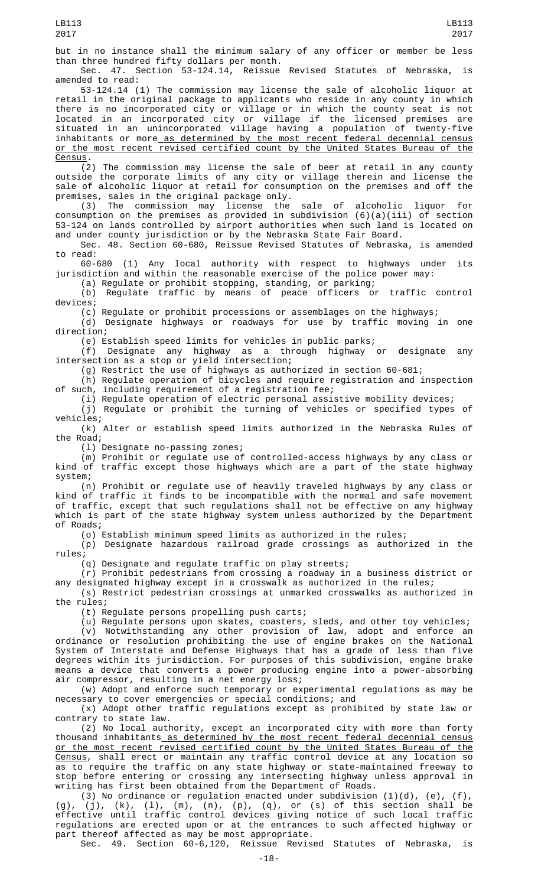but in no instance shall the minimum salary of any officer or member be less than three hundred fifty dollars per month.

Sec. 47. Section 53-124.14, Reissue Revised Statutes of Nebraska, is amended to read:

53-124.14 (1) The commission may license the sale of alcoholic liquor at retail in the original package to applicants who reside in any county in which there is no incorporated city or village or in which the county seat is not located in an incorporated city or village if the licensed premises are situated in an unincorporated village having a population of twenty-five inhabitants or more as determined by the most recent federal decennial census or the most recent revised certified count by the United States Bureau of the Census.

(2) The commission may license the sale of beer at retail in any county outside the corporate limits of any city or village therein and license the sale of alcoholic liquor at retail for consumption on the premises and off the premises, sales in the original package only.

(3) The commission may license the sale of alcoholic liquor for consumption on the premises as provided in subdivision (6)(a)(iii) of section 53-124 on lands controlled by airport authorities when such land is located on and under county jurisdiction or by the Nebraska State Fair Board.

Sec. 48. Section 60-680, Reissue Revised Statutes of Nebraska, is amended to read:

60-680 (1) Any local authority with respect to highways under its jurisdiction and within the reasonable exercise of the police power may:

(a) Regulate or prohibit stopping, standing, or parking;

(b) Regulate traffic by means of peace officers or traffic control devices;

(c) Regulate or prohibit processions or assemblages on the highways;

(d) Designate highways or roadways for use by traffic moving in one direction;

(e) Establish speed limits for vehicles in public parks;

(f) Designate any highway as a through highway or designate any intersection as a stop or yield intersection;

(g) Restrict the use of highways as authorized in section 60-681;

(h) Regulate operation of bicycles and require registration and inspection of such, including requirement of a registration fee;

(i) Regulate operation of electric personal assistive mobility devices;

(j) Regulate or prohibit the turning of vehicles or specified types of vehicles;

(k) Alter or establish speed limits authorized in the Nebraska Rules of the Road;

(l) Designate no-passing zones;

(m) Prohibit or regulate use of controlled-access highways by any class or kind of traffic except those highways which are a part of the state highway system;

(n) Prohibit or regulate use of heavily traveled highways by any class or kind of traffic it finds to be incompatible with the normal and safe movement of traffic, except that such regulations shall not be effective on any highway which is part of the state highway system unless authorized by the Department of Roads;

(o) Establish minimum speed limits as authorized in the rules;

(p) Designate hazardous railroad grade crossings as authorized in the rules;

(q) Designate and regulate traffic on play streets;

(r) Prohibit pedestrians from crossing a roadway in a business district or any designated highway except in a crosswalk as authorized in the rules;

(s) Restrict pedestrian crossings at unmarked crosswalks as authorized in the rules;

(t) Regulate persons propelling push carts;

(u) Regulate persons upon skates, coasters, sleds, and other toy vehicles;

(v) Notwithstanding any other provision of law, adopt and enforce an ordinance or resolution prohibiting the use of engine brakes on the National System of Interstate and Defense Highways that has a grade of less than five degrees within its jurisdiction. For purposes of this subdivision, engine brake means a device that converts a power producing engine into a power-absorbing air compressor, resulting in a net energy loss;

(w) Adopt and enforce such temporary or experimental regulations as may be necessary to cover emergencies or special conditions; and

(x) Adopt other traffic regulations except as prohibited by state law or contrary to state law.

(2) No local authority, except an incorporated city with more than forty thousand inhabitants as determined by the most recent federal decennial census or the most recent revised certified count by the United States Bureau of the Census, shall erect or maintain any traffic control device at any location so as to require the traffic on any state highway or state-maintained freeway to stop before entering or crossing any intersecting highway unless approval in writing has first been obtained from the Department of Roads.

(3) No ordinance or regulation enacted under subdivision (1)(d), (e), (f), (g), (j), (k), (l), (m), (n), (p), (q), or (s) of this section shall be effective until traffic control devices giving notice of such local traffic regulations are erected upon or at the entrances to such affected highway or part thereof affected as may be most appropriate.

Sec. 49. Section 60-6,120, Reissue Revised Statutes of Nebraska, is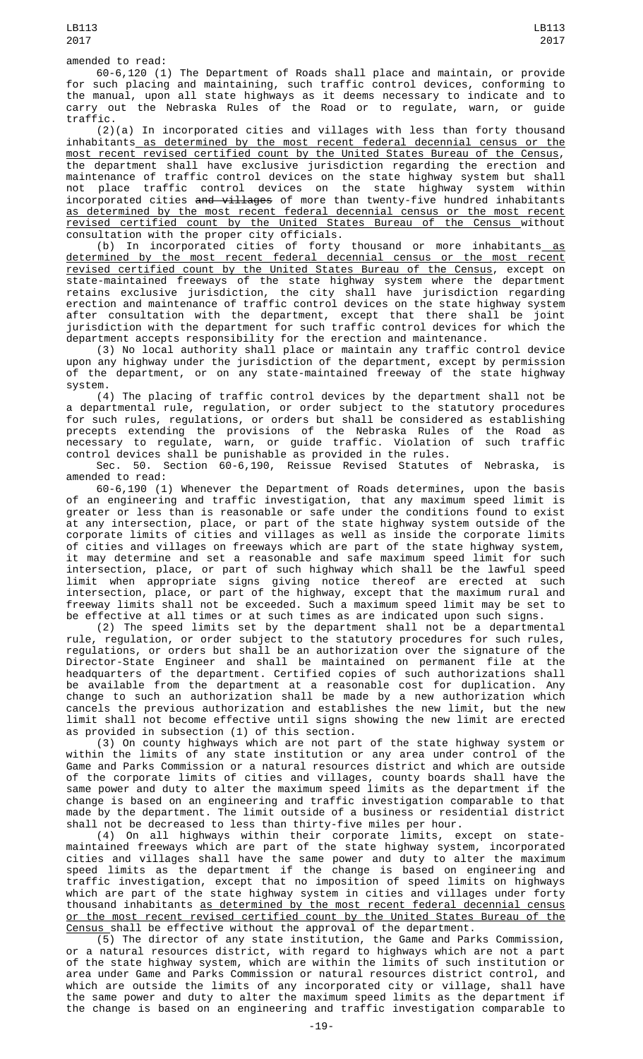amended to read:

60-6,120 (1) The Department of Roads shall place and maintain, or provide for such placing and maintaining, such traffic control devices, conforming to the manual, upon all state highways as it deems necessary to indicate and to carry out the Nebraska Rules of the Road or to regulate, warn, or guide traffic.

(2)(a) In incorporated cities and villages with less than forty thousand inhabitants as determined by the most recent federal decennial census or the most recent revised certified count by the United States Bureau of the Census, the department shall have exclusive jurisdiction regarding the erection and maintenance of traffic control devices on the state highway system but shall not place traffic control devices on the state highway system within incorporated cities ~~and villages~~ of more than twenty-five hundred inhabitants as determined by the most recent federal decennial census or the most recent revised certified count by the United States Bureau of the Census without consultation with the proper city officials.

(b) In incorporated cities of forty thousand or more inhabitants as determined by the most recent federal decennial census or the most recent revised certified count by the United States Bureau of the Census, except on state-maintained freeways of the state highway system where the department retains exclusive jurisdiction, the city shall have jurisdiction regarding erection and maintenance of traffic control devices on the state highway system after consultation with the department, except that there shall be joint jurisdiction with the department for such traffic control devices for which the department accepts responsibility for the erection and maintenance.

(3) No local authority shall place or maintain any traffic control device upon any highway under the jurisdiction of the department, except by permission of the department, or on any state-maintained freeway of the state highway system.

(4) The placing of traffic control devices by the department shall not be a departmental rule, regulation, or order subject to the statutory procedures for such rules, regulations, or orders but shall be considered as establishing precepts extending the provisions of the Nebraska Rules of the Road as necessary to regulate, warn, or guide traffic. Violation of such traffic control devices shall be punishable as provided in the rules.

Sec. 50. Section 60-6,190, Reissue Revised Statutes of Nebraska, is amended to read:

60-6,190 (1) Whenever the Department of Roads determines, upon the basis of an engineering and traffic investigation, that any maximum speed limit is greater or less than is reasonable or safe under the conditions found to exist at any intersection, place, or part of the state highway system outside of the corporate limits of cities and villages as well as inside the corporate limits of cities and villages on freeways which are part of the state highway system, it may determine and set a reasonable and safe maximum speed limit for such intersection, place, or part of such highway which shall be the lawful speed limit when appropriate signs giving notice thereof are erected at such intersection, place, or part of the highway, except that the maximum rural and freeway limits shall not be exceeded. Such a maximum speed limit may be set to be effective at all times or at such times as are indicated upon such signs.

(2) The speed limits set by the department shall not be a departmental rule, regulation, or order subject to the statutory procedures for such rules, regulations, or orders but shall be an authorization over the signature of the Director-State Engineer and shall be maintained on permanent file at the headquarters of the department. Certified copies of such authorizations shall be available from the department at a reasonable cost for duplication. Any change to such an authorization shall be made by a new authorization which cancels the previous authorization and establishes the new limit, but the new limit shall not become effective until signs showing the new limit are erected as provided in subsection (1) of this section.

(3) On county highways which are not part of the state highway system or within the limits of any state institution or any area under control of the Game and Parks Commission or a natural resources district and which are outside of the corporate limits of cities and villages, county boards shall have the same power and duty to alter the maximum speed limits as the department if the change is based on an engineering and traffic investigation comparable to that made by the department. The limit outside of a business or residential district shall not be decreased to less than thirty-five miles per hour.

(4) On all highways within their corporate limits, except on state-maintained freeways which are part of the state highway system, incorporated cities and villages shall have the same power and duty to alter the maximum speed limits as the department if the change is based on engineering and traffic investigation, except that no imposition of speed limits on highways which are part of the state highway system in cities and villages under forty thousand inhabitants as determined by the most recent federal decennial census or the most recent revised certified count by the United States Bureau of the Census shall be effective without the approval of the department.

(5) The director of any state institution, the Game and Parks Commission, or a natural resources district, with regard to highways which are not a part of the state highway system, which are within the limits of such institution or area under Game and Parks Commission or natural resources district control, and which are outside the limits of any incorporated city or village, shall have the same power and duty to alter the maximum speed limits as the department if the change is based on an engineering and traffic investigation comparable to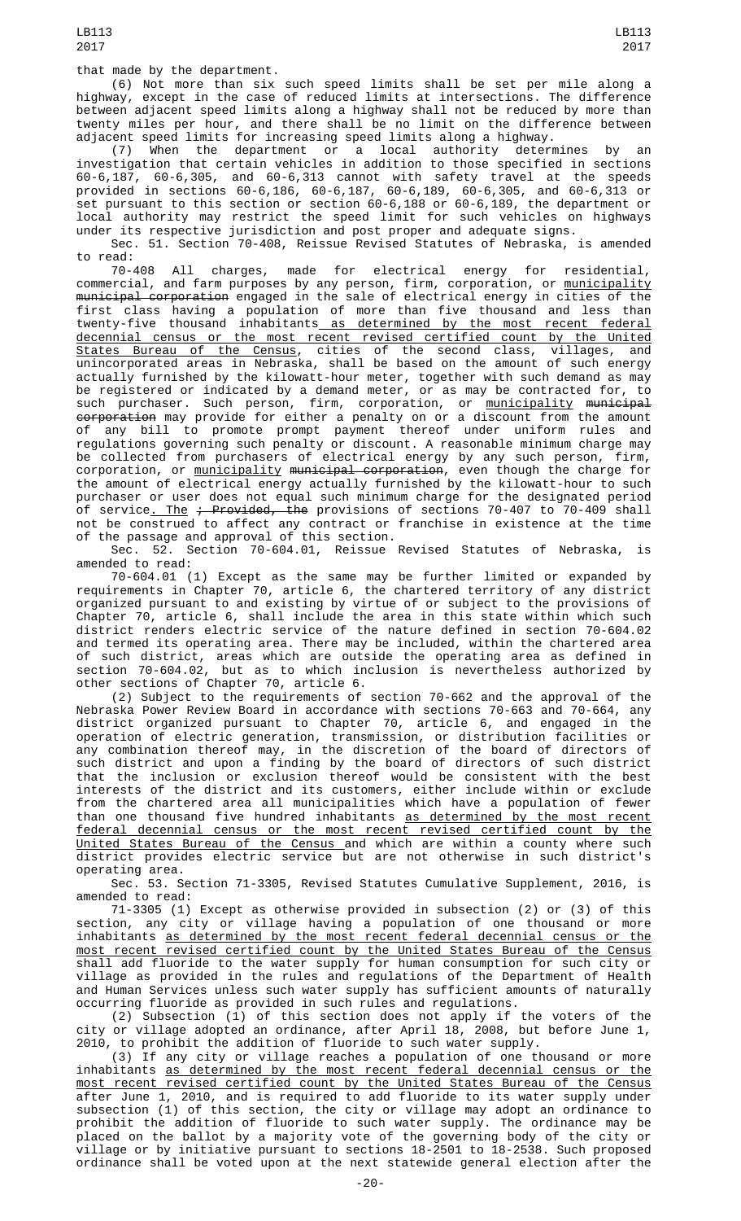that made by the department.

(6) Not more than six such speed limits shall be set per mile along a highway, except in the case of reduced limits at intersections. The difference between adjacent speed limits along a highway shall not be reduced by more than twenty miles per hour, and there shall be no limit on the difference between adjacent speed limits for increasing speed limits along a highway.

(7) When the department or a local authority determines by an investigation that certain vehicles in addition to those specified in sections 60-6,187, 60-6,305, and 60-6,313 cannot with safety travel at the speeds provided in sections 60-6,186, 60-6,187, 60-6,189, 60-6,305, and 60-6,313 or set pursuant to this section or section 60-6,188 or 60-6,189, the department or local authority may restrict the speed limit for such vehicles on highways under its respective jurisdiction and post proper and adequate signs.

Sec. 51. Section 70-408, Reissue Revised Statutes of Nebraska, is amended to read:

70-408 All charges, made for electrical energy for residential, commercial, and farm purposes by any person, firm, corporation, or municipality ~~municipal corporation~~ engaged in the sale of electrical energy in cities of the first class having a population of more than five thousand and less than twenty-five thousand inhabitants as determined by the most recent federal decennial census or the most recent revised certified count by the United States Bureau of the Census, cities of the second class, villages, and unincorporated areas in Nebraska, shall be based on the amount of such energy actually furnished by the kilowatt-hour meter, together with such demand as may be registered or indicated by a demand meter, or as may be contracted for, to such purchaser. Such person, firm, corporation, or municipality ~~municipal corporation~~ may provide for either a penalty on or a discount from the amount of any bill to promote prompt payment thereof under uniform rules and regulations governing such penalty or discount. A reasonable minimum charge may be collected from purchasers of electrical energy by any such person, firm, corporation, or municipality ~~municipal corporation~~, even though the charge for the amount of electrical energy actually furnished by the kilowatt-hour to such purchaser or user does not equal such minimum charge for the designated period of service. The ~~; Provided, the~~ provisions of sections 70-407 to 70-409 shall not be construed to affect any contract or franchise in existence at the time of the passage and approval of this section.

Sec. 52. Section 70-604.01, Reissue Revised Statutes of Nebraska, is amended to read:

70-604.01 (1) Except as the same may be further limited or expanded by requirements in Chapter 70, article 6, the chartered territory of any district organized pursuant to and existing by virtue of or subject to the provisions of Chapter 70, article 6, shall include the area in this state within which such district renders electric service of the nature defined in section 70-604.02 and termed its operating area. There may be included, within the chartered area of such district, areas which are outside the operating area as defined in section 70-604.02, but as to which inclusion is nevertheless authorized by other sections of Chapter 70, article 6.

(2) Subject to the requirements of section 70-662 and the approval of the Nebraska Power Review Board in accordance with sections 70-663 and 70-664, any district organized pursuant to Chapter 70, article 6, and engaged in the operation of electric generation, transmission, or distribution facilities or any combination thereof may, in the discretion of the board of directors of such district and upon a finding by the board of directors of such district that the inclusion or exclusion thereof would be consistent with the best interests of the district and its customers, either include within or exclude from the chartered area all municipalities which have a population of fewer than one thousand five hundred inhabitants as determined by the most recent federal decennial census or the most recent revised certified count by the United States Bureau of the Census and which are within a county where such district provides electric service but are not otherwise in such district's operating area.

Sec. 53. Section 71-3305, Revised Statutes Cumulative Supplement, 2016, is amended to read:

71-3305 (1) Except as otherwise provided in subsection (2) or (3) of this section, any city or village having a population of one thousand or more inhabitants as determined by the most recent federal decennial census or the most recent revised certified count by the United States Bureau of the Census shall add fluoride to the water supply for human consumption for such city or village as provided in the rules and regulations of the Department of Health and Human Services unless such water supply has sufficient amounts of naturally occurring fluoride as provided in such rules and regulations.

(2) Subsection (1) of this section does not apply if the voters of the city or village adopted an ordinance, after April 18, 2008, but before June 1, 2010, to prohibit the addition of fluoride to such water supply.

(3) If any city or village reaches a population of one thousand or more inhabitants as determined by the most recent federal decennial census or the most recent revised certified count by the United States Bureau of the Census after June 1, 2010, and is required to add fluoride to its water supply under subsection (1) of this section, the city or village may adopt an ordinance to prohibit the addition of fluoride to such water supply. The ordinance may be placed on the ballot by a majority vote of the governing body of the city or village or by initiative pursuant to sections 18-2501 to 18-2538. Such proposed ordinance shall be voted upon at the next statewide general election after the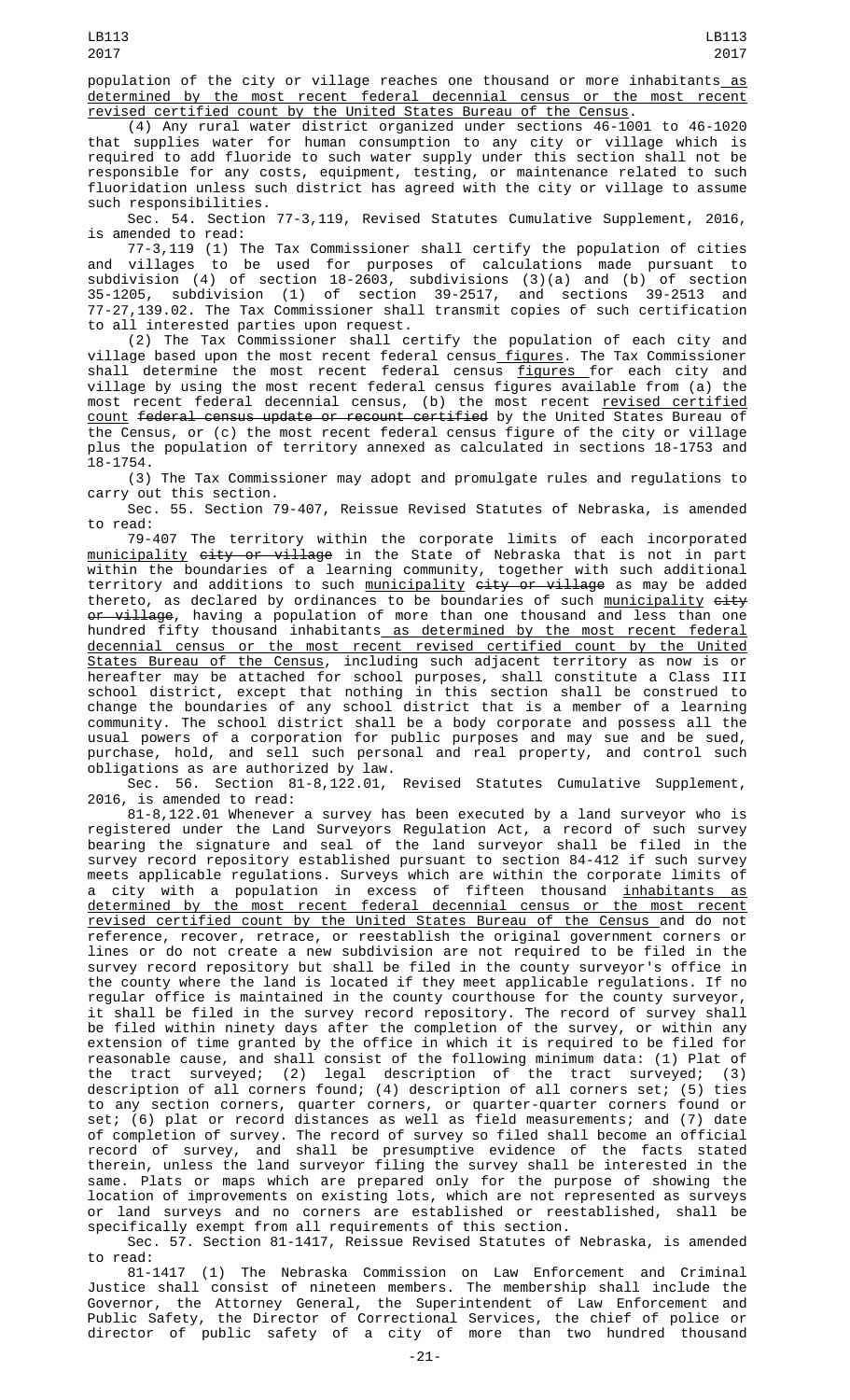population of the city or village reaches one thousand or more inhabitants as determined by the most recent federal decennial census or the most recent revised certified count by the United States Bureau of the Census.

(4) Any rural water district organized under sections 46-1001 to 46-1020 that supplies water for human consumption to any city or village which is required to add fluoride to such water supply under this section shall not be responsible for any costs, equipment, testing, or maintenance related to such fluoridation unless such district has agreed with the city or village to assume such responsibilities.

Sec. 54. Section 77-3,119, Revised Statutes Cumulative Supplement, 2016, is amended to read:

77-3,119 (1) The Tax Commissioner shall certify the population of cities and villages to be used for purposes of calculations made pursuant to subdivision (4) of section 18-2603, subdivisions (3)(a) and (b) of section 35-1205, subdivision (1) of section 39-2517, and sections 39-2513 and 77-27,139.02. The Tax Commissioner shall transmit copies of such certification to all interested parties upon request.

(2) The Tax Commissioner shall certify the population of each city and village based upon the most recent federal census figures. The Tax Commissioner shall determine the most recent federal census figures for each city and village by using the most recent federal census figures available from (a) the most recent federal decennial census, (b) the most recent revised certified count federal census update or recount certified by the United States Bureau of the Census, or (c) the most recent federal census figure of the city or village plus the population of territory annexed as calculated in sections 18-1753 and 18-1754.

(3) The Tax Commissioner may adopt and promulgate rules and regulations to carry out this section.

Sec. 55. Section 79-407, Reissue Revised Statutes of Nebraska, is amended to read:

79-407 The territory within the corporate limits of each incorporated municipality city or village in the State of Nebraska that is not in part within the boundaries of a learning community, together with such additional territory and additions to such municipality city or village as may be added thereto, as declared by ordinances to be boundaries of such municipality city or village, having a population of more than one thousand and less than one hundred fifty thousand inhabitants as determined by the most recent federal decennial census or the most recent revised certified count by the United States Bureau of the Census, including such adjacent territory as now is or hereafter may be attached for school purposes, shall constitute a Class III school district, except that nothing in this section shall be construed to change the boundaries of any school district that is a member of a learning community. The school district shall be a body corporate and possess all the usual powers of a corporation for public purposes and may sue and be sued, purchase, hold, and sell such personal and real property, and control such obligations as are authorized by law.

Sec. 56. Section 81-8,122.01, Revised Statutes Cumulative Supplement, 2016, is amended to read:

81-8,122.01 Whenever a survey has been executed by a land surveyor who is registered under the Land Surveyors Regulation Act, a record of such survey bearing the signature and seal of the land surveyor shall be filed in the survey record repository established pursuant to section 84-412 if such survey meets applicable regulations. Surveys which are within the corporate limits of a city with a population in excess of fifteen thousand inhabitants as determined by the most recent federal decennial census or the most recent revised certified count by the United States Bureau of the Census and do not reference, recover, retrace, or reestablish the original government corners or lines or do not create a new subdivision are not required to be filed in the survey record repository but shall be filed in the county surveyor's office in the county where the land is located if they meet applicable regulations. If no regular office is maintained in the county courthouse for the county surveyor, it shall be filed in the survey record repository. The record of survey shall be filed within ninety days after the completion of the survey, or within any extension of time granted by the office in which it is required to be filed for reasonable cause, and shall consist of the following minimum data: (1) Plat of the tract surveyed; (2) legal description of the tract surveyed; (3) description of all corners found; (4) description of all corners set; (5) ties to any section corners, quarter corners, or quarter-quarter corners found or set; (6) plat or record distances as well as field measurements; and (7) date of completion of survey. The record of survey so filed shall become an official record of survey, and shall be presumptive evidence of the facts stated therein, unless the land surveyor filing the survey shall be interested in the same. Plats or maps which are prepared only for the purpose of showing the location of improvements on existing lots, which are not represented as surveys or land surveys and no corners are established or reestablished, shall be specifically exempt from all requirements of this section.

Sec. 57. Section 81-1417, Reissue Revised Statutes of Nebraska, is amended to read:

81-1417 (1) The Nebraska Commission on Law Enforcement and Criminal Justice shall consist of nineteen members. The membership shall include the Governor, the Attorney General, the Superintendent of Law Enforcement and Public Safety, the Director of Correctional Services, the chief of police or director of public safety of a city of more than two hundred thousand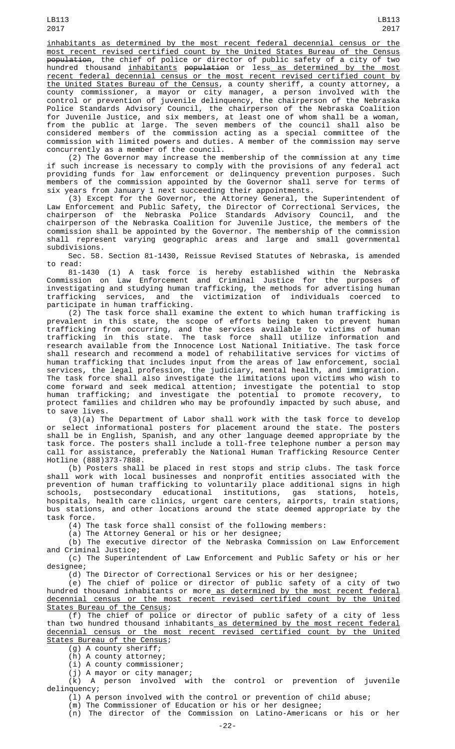inhabitants as determined by the most recent federal decennial census or the most recent revised certified count by the United States Bureau of the Census ~~population~~, the chief of police or director of public safety of a city of two hundred thousand inhabitants ~~population~~ or less as determined by the most recent federal decennial census or the most recent revised certified count by the United States Bureau of the Census, a county sheriff, a county attorney, a county commissioner, a mayor or city manager, a person involved with the control or prevention of juvenile delinquency, the chairperson of the Nebraska Police Standards Advisory Council, the chairperson of the Nebraska Coalition for Juvenile Justice, and six members, at least one of whom shall be a woman, from the public at large. The seven members of the council shall also be considered members of the commission acting as a special committee of the commission with limited powers and duties. A member of the commission may serve concurrently as a member of the council.

(2) The Governor may increase the membership of the commission at any time if such increase is necessary to comply with the provisions of any federal act providing funds for law enforcement or delinquency prevention purposes. Such members of the commission appointed by the Governor shall serve for terms of six years from January 1 next succeeding their appointments.

(3) Except for the Governor, the Attorney General, the Superintendent of Law Enforcement and Public Safety, the Director of Correctional Services, the chairperson of the Nebraska Police Standards Advisory Council, and the chairperson of the Nebraska Coalition for Juvenile Justice, the members of the commission shall be appointed by the Governor. The membership of the commission shall represent varying geographic areas and large and small governmental subdivisions.

Sec. 58. Section 81-1430, Reissue Revised Statutes of Nebraska, is amended to read:

81-1430 (1) A task force is hereby established within the Nebraska Commission on Law Enforcement and Criminal Justice for the purposes of investigating and studying human trafficking, the methods for advertising human trafficking services, and the victimization of individuals coerced to participate in human trafficking.

(2) The task force shall examine the extent to which human trafficking is prevalent in this state, the scope of efforts being taken to prevent human trafficking from occurring, and the services available to victims of human trafficking in this state. The task force shall utilize information and research available from the Innocence Lost National Initiative. The task force shall research and recommend a model of rehabilitative services for victims of human trafficking that includes input from the areas of law enforcement, social services, the legal profession, the judiciary, mental health, and immigration. The task force shall also investigate the limitations upon victims who wish to come forward and seek medical attention; investigate the potential to stop human trafficking; and investigate the potential to promote recovery, to protect families and children who may be profoundly impacted by such abuse, and to save lives.

(3)(a) The Department of Labor shall work with the task force to develop or select informational posters for placement around the state. The posters shall be in English, Spanish, and any other language deemed appropriate by the task force. The posters shall include a toll-free telephone number a person may call for assistance, preferably the National Human Trafficking Resource Center Hotline (888)373-7888.

(b) Posters shall be placed in rest stops and strip clubs. The task force shall work with local businesses and nonprofit entities associated with the prevention of human trafficking to voluntarily place additional signs in high schools, postsecondary educational institutions, gas stations, hotels, hospitals, health care clinics, urgent care centers, airports, train stations, bus stations, and other locations around the state deemed appropriate by the task force.

(4) The task force shall consist of the following members:

(a) The Attorney General or his or her designee;

(b) The executive director of the Nebraska Commission on Law Enforcement and Criminal Justice;

(c) The Superintendent of Law Enforcement and Public Safety or his or her designee;

(d) The Director of Correctional Services or his or her designee;

(e) The chief of police or director of public safety of a city of two hundred thousand inhabitants or more as determined by the most recent federal decennial census or the most recent revised certified count by the United States Bureau of the Census;

(f) The chief of police or director of public safety of a city of less than two hundred thousand inhabitants as determined by the most recent federal decennial census or the most recent revised certified count by the United States Bureau of the Census;

(g) A county sheriff;

(h) A county attorney;

(i) A county commissioner;

(j) A mayor or city manager;

(k) A person involved with the control or prevention of juvenile delinquency;

(l) A person involved with the control or prevention of child abuse;

(m) The Commissioner of Education or his or her designee;

(n) The director of the Commission on Latino-Americans or his or her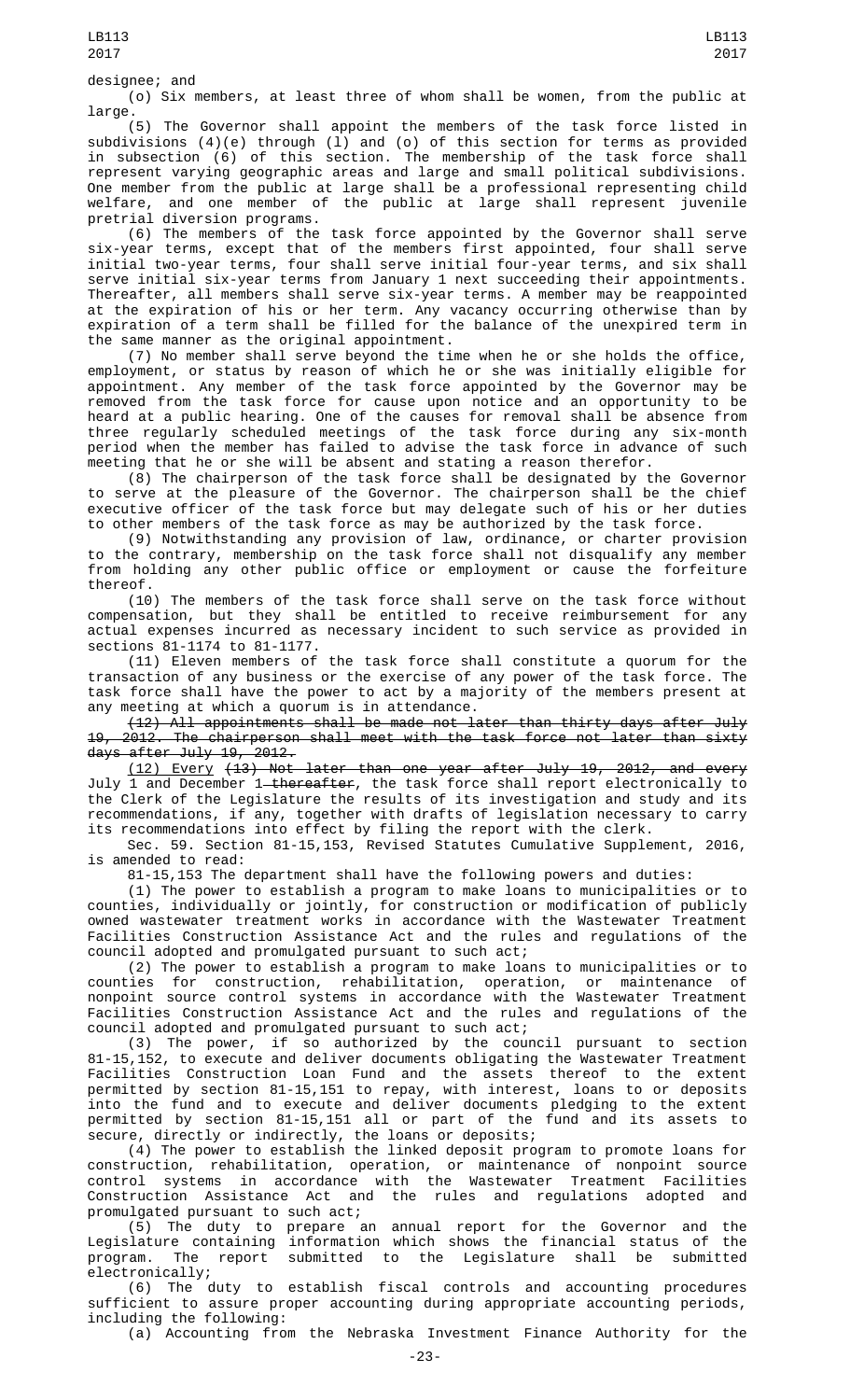designee; and

(o) Six members, at least three of whom shall be women, from the public at large.

(5) The Governor shall appoint the members of the task force listed in subdivisions (4)(e) through (l) and (o) of this section for terms as provided in subsection (6) of this section. The membership of the task force shall represent varying geographic areas and large and small political subdivisions. One member from the public at large shall be a professional representing child welfare, and one member of the public at large shall represent juvenile pretrial diversion programs.

(6) The members of the task force appointed by the Governor shall serve six-year terms, except that of the members first appointed, four shall serve initial two-year terms, four shall serve initial four-year terms, and six shall serve initial six-year terms from January 1 next succeeding their appointments. Thereafter, all members shall serve six-year terms. A member may be reappointed at the expiration of his or her term. Any vacancy occurring otherwise than by expiration of a term shall be filled for the balance of the unexpired term in the same manner as the original appointment.

(7) No member shall serve beyond the time when he or she holds the office, employment, or status by reason of which he or she was initially eligible for appointment. Any member of the task force appointed by the Governor may be removed from the task force for cause upon notice and an opportunity to be heard at a public hearing. One of the causes for removal shall be absence from three regularly scheduled meetings of the task force during any six-month period when the member has failed to advise the task force in advance of such meeting that he or she will be absent and stating a reason therefor.

(8) The chairperson of the task force shall be designated by the Governor to serve at the pleasure of the Governor. The chairperson shall be the chief executive officer of the task force but may delegate such of his or her duties to other members of the task force as may be authorized by the task force.

(9) Notwithstanding any provision of law, ordinance, or charter provision to the contrary, membership on the task force shall not disqualify any member from holding any other public office or employment or cause the forfeiture thereof.

(10) The members of the task force shall serve on the task force without compensation, but they shall be entitled to receive reimbursement for any actual expenses incurred as necessary incident to such service as provided in sections 81-1174 to 81-1177.

(11) Eleven members of the task force shall constitute a quorum for the transaction of any business or the exercise of any power of the task force. The task force shall have the power to act by a majority of the members present at any meeting at which a quorum is in attendance.

~~(12) All appointments shall be made not later than thirty days after July 19, 2012. The chairperson shall meet with the task force not later than sixty days after July 19, 2012.~~

(12) Every ~~(13) Not later than one year after July 19, 2012, and every~~ July 1 and December 1 ~~thereafter~~, the task force shall report electronically to the Clerk of the Legislature the results of its investigation and study and its recommendations, if any, together with drafts of legislation necessary to carry its recommendations into effect by filing the report with the clerk.

Sec. 59. Section 81-15,153, Revised Statutes Cumulative Supplement, 2016, is amended to read:

81-15,153 The department shall have the following powers and duties:

(1) The power to establish a program to make loans to municipalities or to counties, individually or jointly, for construction or modification of publicly owned wastewater treatment works in accordance with the Wastewater Treatment Facilities Construction Assistance Act and the rules and regulations of the council adopted and promulgated pursuant to such act;

(2) The power to establish a program to make loans to municipalities or to counties for construction, rehabilitation, operation, or maintenance of nonpoint source control systems in accordance with the Wastewater Treatment Facilities Construction Assistance Act and the rules and regulations of the council adopted and promulgated pursuant to such act;

(3) The power, if so authorized by the council pursuant to section 81-15,152, to execute and deliver documents obligating the Wastewater Treatment Facilities Construction Loan Fund and the assets thereof to the extent permitted by section 81-15,151 to repay, with interest, loans to or deposits into the fund and to execute and deliver documents pledging to the extent permitted by section 81-15,151 all or part of the fund and its assets to secure, directly or indirectly, the loans or deposits;

(4) The power to establish the linked deposit program to promote loans for construction, rehabilitation, operation, or maintenance of nonpoint source control systems in accordance with the Wastewater Treatment Facilities Construction Assistance Act and the rules and regulations adopted and promulgated pursuant to such act;

(5) The duty to prepare an annual report for the Governor and the Legislature containing information which shows the financial status of the program. The report submitted to the Legislature shall be submitted electronically;

(6) The duty to establish fiscal controls and accounting procedures sufficient to assure proper accounting during appropriate accounting periods, including the following:

(a) Accounting from the Nebraska Investment Finance Authority for the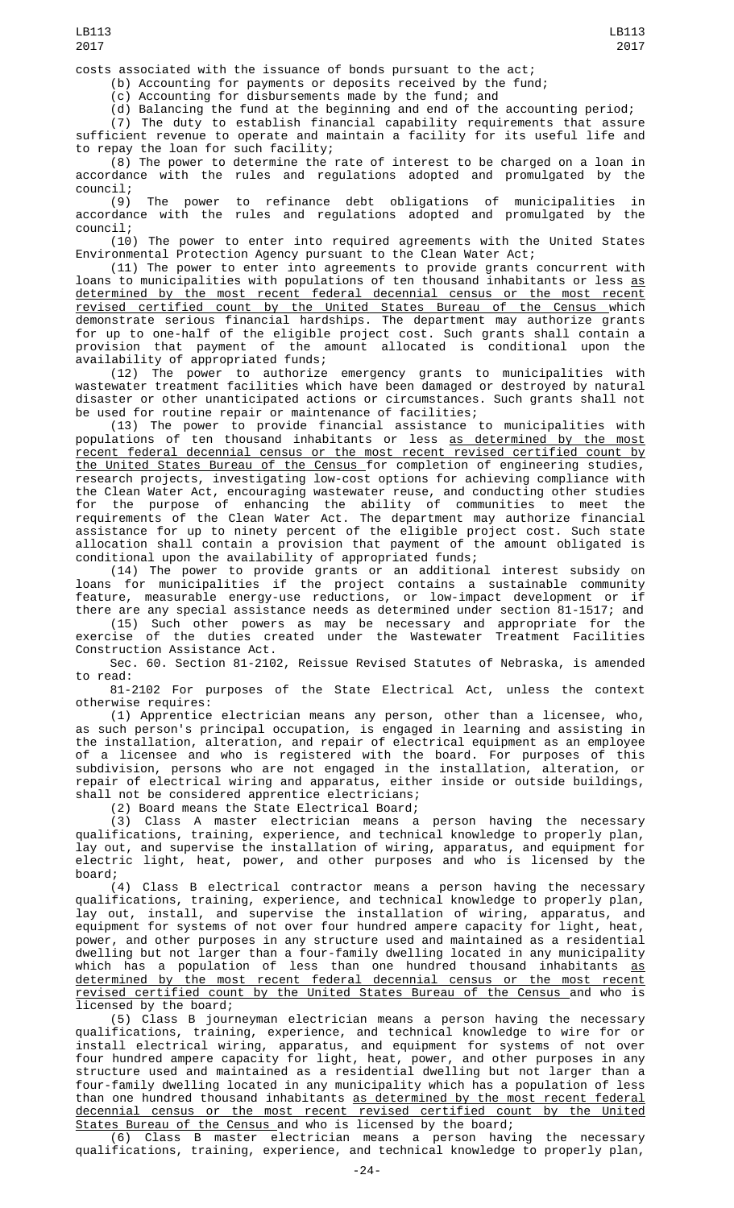costs associated with the issuance of bonds pursuant to the act;

(b) Accounting for payments or deposits received by the fund;

(c) Accounting for disbursements made by the fund; and

(d) Balancing the fund at the beginning and end of the accounting period;

(7) The duty to establish financial capability requirements that assure sufficient revenue to operate and maintain a facility for its useful life and to repay the loan for such facility;

(8) The power to determine the rate of interest to be charged on a loan in accordance with the rules and regulations adopted and promulgated by the council;

(9) The power to refinance debt obligations of municipalities in accordance with the rules and regulations adopted and promulgated by the council;

(10) The power to enter into required agreements with the United States Environmental Protection Agency pursuant to the Clean Water Act;

(11) The power to enter into agreements to provide grants concurrent with loans to municipalities with populations of ten thousand inhabitants or less as determined by the most recent federal decennial census or the most recent revised certified count by the United States Bureau of the Census which demonstrate serious financial hardships. The department may authorize grants for up to one-half of the eligible project cost. Such grants shall contain a provision that payment of the amount allocated is conditional upon the availability of appropriated funds;

(12) The power to authorize emergency grants to municipalities with wastewater treatment facilities which have been damaged or destroyed by natural disaster or other unanticipated actions or circumstances. Such grants shall not be used for routine repair or maintenance of facilities;

(13) The power to provide financial assistance to municipalities with populations of ten thousand inhabitants or less as determined by the most recent federal decennial census or the most recent revised certified count by the United States Bureau of the Census for completion of engineering studies, research projects, investigating low-cost options for achieving compliance with the Clean Water Act, encouraging wastewater reuse, and conducting other studies for the purpose of enhancing the ability of communities to meet the requirements of the Clean Water Act. The department may authorize financial assistance for up to ninety percent of the eligible project cost. Such state allocation shall contain a provision that payment of the amount obligated is conditional upon the availability of appropriated funds;

(14) The power to provide grants or an additional interest subsidy on loans for municipalities if the project contains a sustainable community feature, measurable energy-use reductions, or low-impact development or if there are any special assistance needs as determined under section 81-1517; and

(15) Such other powers as may be necessary and appropriate for the exercise of the duties created under the Wastewater Treatment Facilities Construction Assistance Act.

Sec. 60. Section 81-2102, Reissue Revised Statutes of Nebraska, is amended to read:

81-2102 For purposes of the State Electrical Act, unless the context otherwise requires:

(1) Apprentice electrician means any person, other than a licensee, who, as such person's principal occupation, is engaged in learning and assisting in the installation, alteration, and repair of electrical equipment as an employee of a licensee and who is registered with the board. For purposes of this subdivision, persons who are not engaged in the installation, alteration, or repair of electrical wiring and apparatus, either inside or outside buildings, shall not be considered apprentice electricians;

(2) Board means the State Electrical Board;

(3) Class A master electrician means a person having the necessary qualifications, training, experience, and technical knowledge to properly plan, lay out, and supervise the installation of wiring, apparatus, and equipment for electric light, heat, power, and other purposes and who is licensed by the board;

(4) Class B electrical contractor means a person having the necessary qualifications, training, experience, and technical knowledge to properly plan, lay out, install, and supervise the installation of wiring, apparatus, and equipment for systems of not over four hundred ampere capacity for light, heat, power, and other purposes in any structure used and maintained as a residential dwelling but not larger than a four-family dwelling located in any municipality which has a population of less than one hundred thousand inhabitants as determined by the most recent federal decennial census or the most recent revised certified count by the United States Bureau of the Census and who is licensed by the board;

(5) Class B journeyman electrician means a person having the necessary qualifications, training, experience, and technical knowledge to wire for or install electrical wiring, apparatus, and equipment for systems of not over four hundred ampere capacity for light, heat, power, and other purposes in any structure used and maintained as a residential dwelling but not larger than a four-family dwelling located in any municipality which has a population of less than one hundred thousand inhabitants as determined by the most recent federal decennial census or the most recent revised certified count by the United States Bureau of the Census and who is licensed by the board;

(6) Class B master electrician means a person having the necessary qualifications, training, experience, and technical knowledge to properly plan,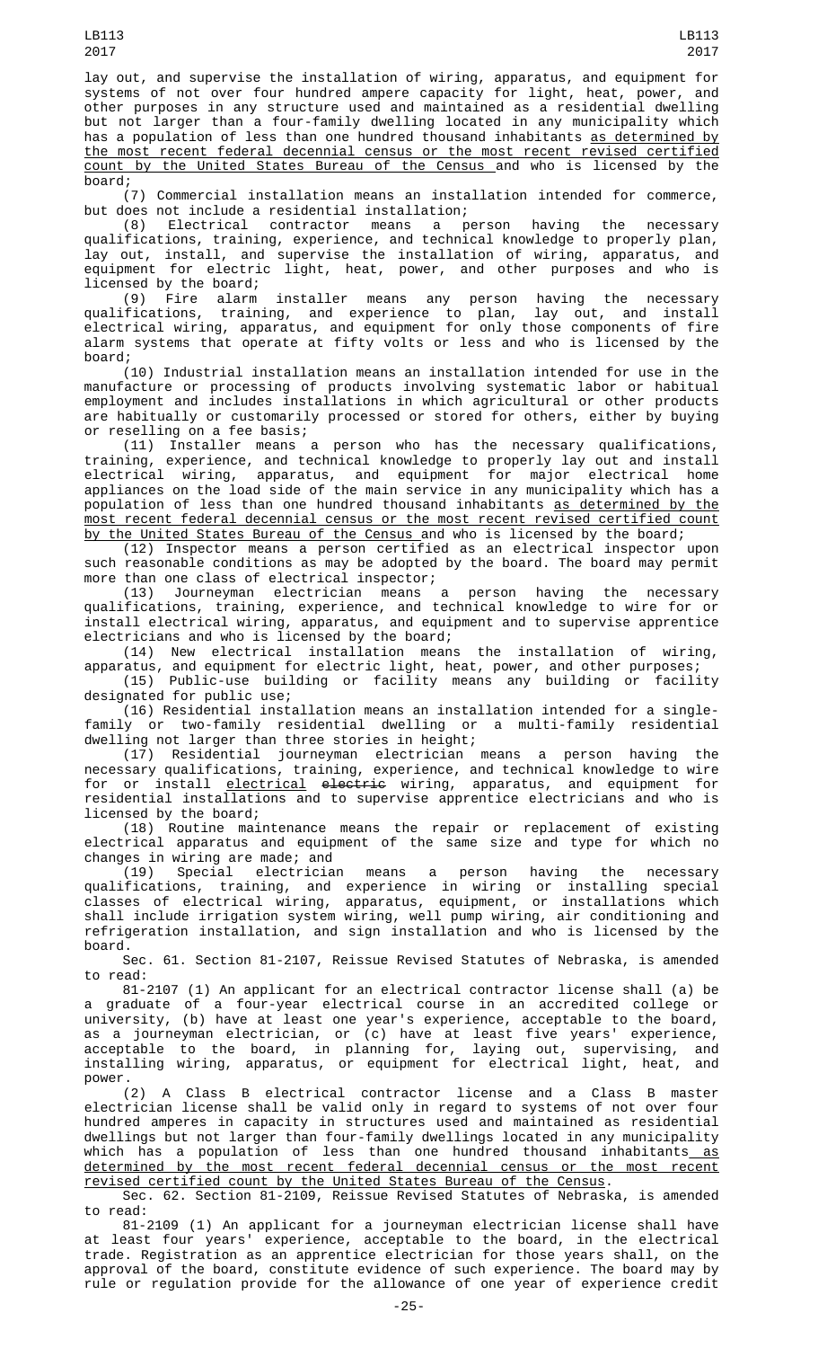lay out, and supervise the installation of wiring, apparatus, and equipment for systems of not over four hundred ampere capacity for light, heat, power, and other purposes in any structure used and maintained as a residential dwelling but not larger than a four-family dwelling located in any municipality which has a population of less than one hundred thousand inhabitants as determined by the most recent federal decennial census or the most recent revised certified count by the United States Bureau of the Census and who is licensed by the board;

(7) Commercial installation means an installation intended for commerce, but does not include a residential installation;

(8) Electrical contractor means a person having the necessary qualifications, training, experience, and technical knowledge to properly plan, lay out, install, and supervise the installation of wiring, apparatus, and equipment for electric light, heat, power, and other purposes and who is licensed by the board;

(9) Fire alarm installer means any person having the necessary qualifications, training, and experience to plan, lay out, and install electrical wiring, apparatus, and equipment for only those components of fire alarm systems that operate at fifty volts or less and who is licensed by the board;

(10) Industrial installation means an installation intended for use in the manufacture or processing of products involving systematic labor or habitual employment and includes installations in which agricultural or other products are habitually or customarily processed or stored for others, either by buying or reselling on a fee basis;

(11) Installer means a person who has the necessary qualifications, training, experience, and technical knowledge to properly lay out and install electrical wiring, apparatus, and equipment for major electrical home appliances on the load side of the main service in any municipality which has a population of less than one hundred thousand inhabitants as determined by the most recent federal decennial census or the most recent revised certified count by the United States Bureau of the Census and who is licensed by the board;

(12) Inspector means a person certified as an electrical inspector upon such reasonable conditions as may be adopted by the board. The board may permit more than one class of electrical inspector;

(13) Journeyman electrician means a person having the necessary qualifications, training, experience, and technical knowledge to wire for or install electrical wiring, apparatus, and equipment and to supervise apprentice electricians and who is licensed by the board;

(14) New electrical installation means the installation of wiring, apparatus, and equipment for electric light, heat, power, and other purposes;

(15) Public-use building or facility means any building or facility designated for public use;

(16) Residential installation means an installation intended for a single-family or two-family residential dwelling or a multi-family residential dwelling not larger than three stories in height;

(17) Residential journeyman electrician means a person having the necessary qualifications, training, experience, and technical knowledge to wire for or install electrical ~~electric~~ wiring, apparatus, and equipment for residential installations and to supervise apprentice electricians and who is licensed by the board;

(18) Routine maintenance means the repair or replacement of existing electrical apparatus and equipment of the same size and type for which no changes in wiring are made; and

(19) Special electrician means a person having the necessary qualifications, training, and experience in wiring or installing special classes of electrical wiring, apparatus, equipment, or installations which shall include irrigation system wiring, well pump wiring, air conditioning and refrigeration installation, and sign installation and who is licensed by the board.

Sec. 61. Section 81-2107, Reissue Revised Statutes of Nebraska, is amended to read:

81-2107 (1) An applicant for an electrical contractor license shall (a) be a graduate of a four-year electrical course in an accredited college or university, (b) have at least one year's experience, acceptable to the board, as a journeyman electrician, or (c) have at least five years' experience, acceptable to the board, in planning for, laying out, supervising, and installing wiring, apparatus, or equipment for electrical light, heat, and power.

(2) A Class B electrical contractor license and a Class B master electrician license shall be valid only in regard to systems of not over four hundred amperes in capacity in structures used and maintained as residential dwellings but not larger than four-family dwellings located in any municipality which has a population of less than one hundred thousand inhabitants as determined by the most recent federal decennial census or the most recent revised certified count by the United States Bureau of the Census.

Sec. 62. Section 81-2109, Reissue Revised Statutes of Nebraska, is amended to read:

81-2109 (1) An applicant for a journeyman electrician license shall have at least four years' experience, acceptable to the board, in the electrical trade. Registration as an apprentice electrician for those years shall, on the approval of the board, constitute evidence of such experience. The board may by rule or regulation provide for the allowance of one year of experience credit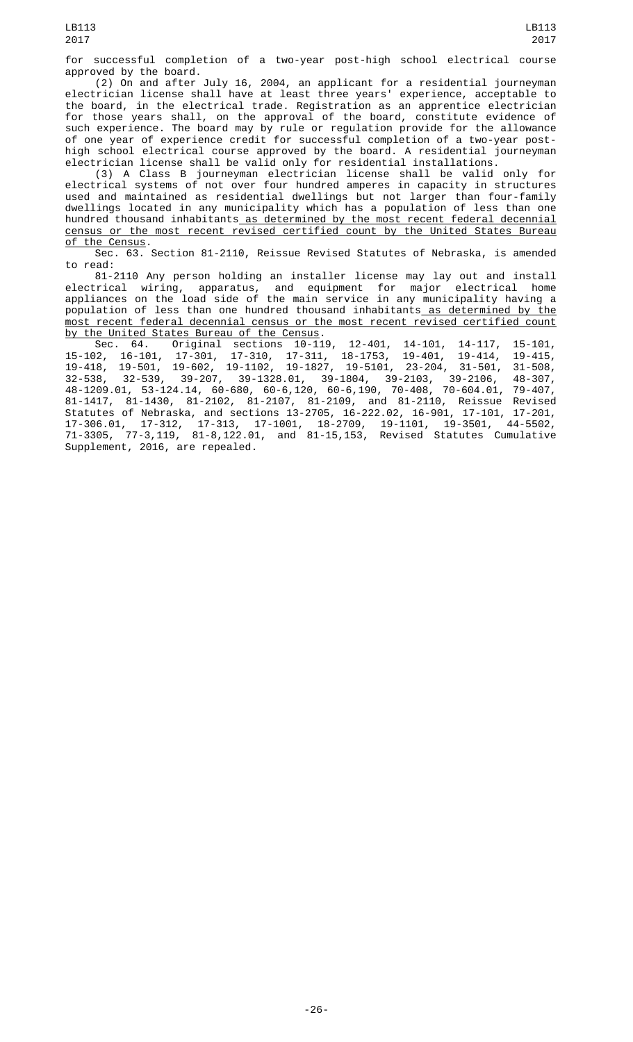for successful completion of a two-year post-high school electrical course approved by the board.

(2) On and after July 16, 2004, an applicant for a residential journeyman electrician license shall have at least three years' experience, acceptable to the board, in the electrical trade. Registration as an apprentice electrician for those years shall, on the approval of the board, constitute evidence of such experience. The board may by rule or regulation provide for the allowance of one year of experience credit for successful completion of a two-year post-high school electrical course approved by the board. A residential journeyman electrician license shall be valid only for residential installations.

(3) A Class B journeyman electrician license shall be valid only for electrical systems of not over four hundred amperes in capacity in structures used and maintained as residential dwellings but not larger than four-family dwellings located in any municipality which has a population of less than one hundred thousand inhabitants as determined by the most recent federal decennial census or the most recent revised certified count by the United States Bureau of the Census.

Sec. 63. Section 81-2110, Reissue Revised Statutes of Nebraska, is amended to read:

81-2110 Any person holding an installer license may lay out and install electrical wiring, apparatus, and equipment for major electrical home appliances on the load side of the main service in any municipality having a population of less than one hundred thousand inhabitants as determined by the most recent federal decennial census or the most recent revised certified count by the United States Bureau of the Census.

Sec. 64. Original sections 10-119, 12-401, 14-101, 14-117, 15-101, 15-102, 16-101, 17-301, 17-310, 17-311, 18-1753, 19-401, 19-414, 19-415, 19-418, 19-501, 19-602, 19-1102, 19-1827, 19-5101, 23-204, 31-501, 31-508, 32-538, 32-539, 39-207, 39-1328.01, 39-1804, 39-2103, 39-2106, 48-307, 48-1209.01, 53-124.14, 60-680, 60-6,120, 60-6,190, 70-408, 70-604.01, 79-407, 81-1417, 81-1430, 81-2102, 81-2107, 81-2109, and 81-2110, Reissue Revised Statutes of Nebraska, and sections 13-2705, 16-222.02, 16-901, 17-101, 17-201, 17-306.01, 17-312, 17-313, 17-1001, 18-2709, 19-1101, 19-3501, 44-5502, 71-3305, 77-3,119, 81-8,122.01, and 81-15,153, Revised Statutes Cumulative Supplement, 2016, are repealed.